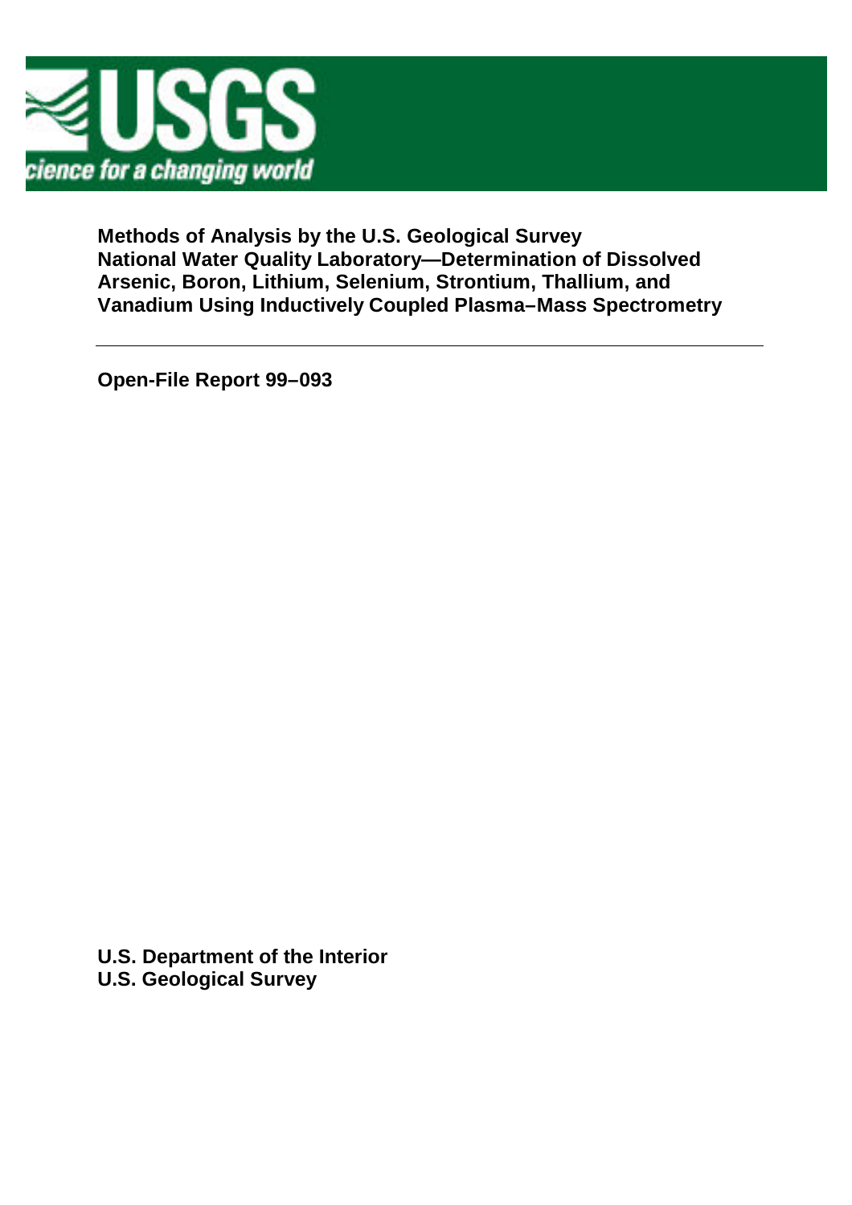# Methods of Analysis by the U.S. Geological Survey National Water Quality Laboratory—Determination of Dissolved Arsenic, Boron, Lithium, Selenium, Strontium, Thallium, and Vanadium Using Inductively Coupled Plasma–Mass Spectrometry

**Open-File Report 99–093**

**U.S. Department of the Interior**
**U.S. Geological Survey**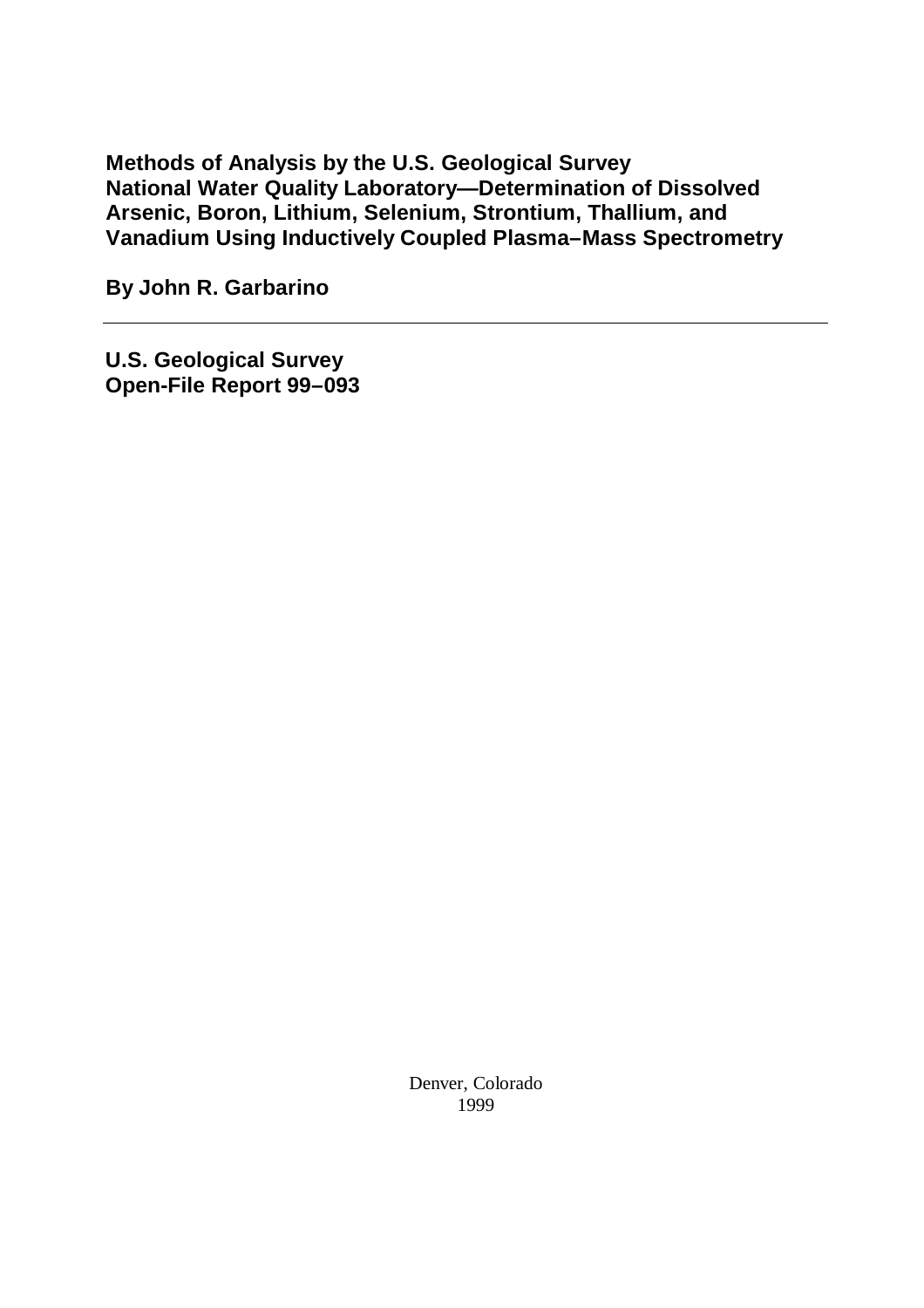# Methods of Analysis by the U.S. Geological Survey National Water Quality Laboratory—Determination of Dissolved Arsenic, Boron, Lithium, Selenium, Strontium, Thallium, and Vanadium Using Inductively Coupled Plasma–Mass Spectrometry

**By John R. Garbarino**

---

**U.S. Geological Survey**
**Open-File Report 99–093**

Denver, Colorado
1999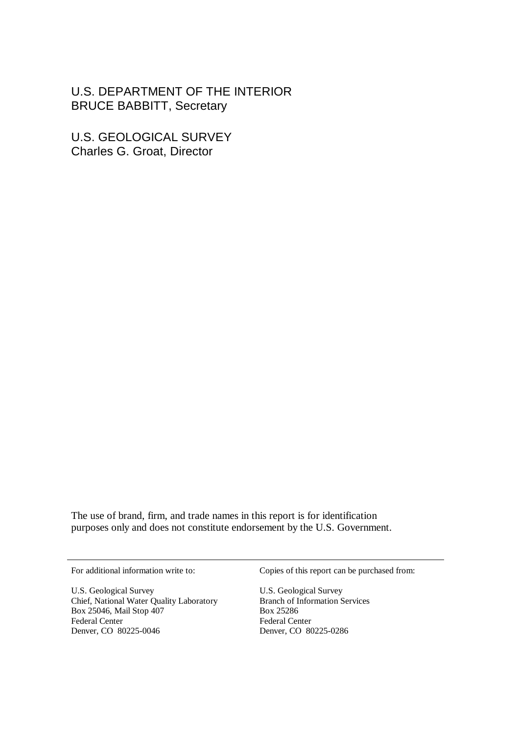U.S. DEPARTMENT OF THE INTERIOR
BRUCE BABBITT, Secretary

U.S. GEOLOGICAL SURVEY
Charles G. Groat, Director

The use of brand, firm, and trade names in this report is for identification purposes only and does not constitute endorsement by the U.S. Government.

---

For additional information write to:

U.S. Geological Survey
Chief, National Water Quality Laboratory
Box 25046, Mail Stop 407
Federal Center
Denver, CO 80225-0046

Copies of this report can be purchased from:

U.S. Geological Survey
Branch of Information Services
Box 25286
Federal Center
Denver, CO 80225-0286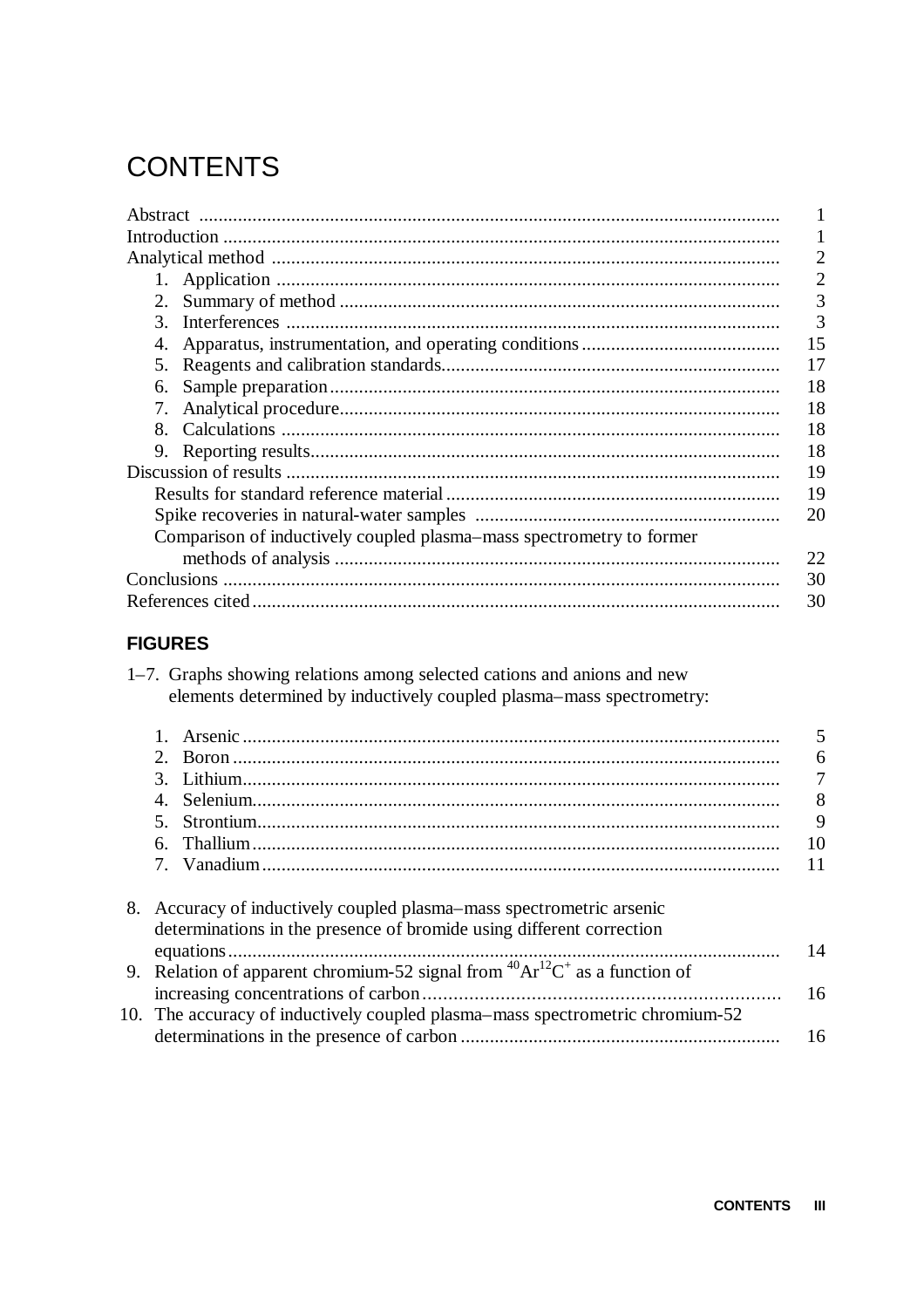# CONTENTS

Abstract ........ 1
Introduction ........ 1
Analytical method ........ 2
- 1. Application ........ 2
- 2. Summary of method ........ 3
- 3. Interferences ........ 3
- 4. Apparatus, instrumentation, and operating conditions ........ 15
- 5. Reagents and calibration standards ........ 17
- 6. Sample preparation ........ 18
- 7. Analytical procedure ........ 18
- 8. Calculations ........ 18
- 9. Reporting results ........ 18

Discussion of results ........ 19
- Results for standard reference material ........ 19
- Spike recoveries in natural-water samples ........ 20
- Comparison of inductively coupled plasma–mass spectrometry to former methods of analysis ........ 22

Conclusions ........ 30
References cited ........ 30

## FIGURES

1–7. Graphs showing relations among selected cations and anions and new elements determined by inductively coupled plasma–mass spectrometry:

- 1. Arsenic ........ 5
- 2. Boron ........ 6
- 3. Lithium ........ 7
- 4. Selenium ........ 8
- 5. Strontium ........ 9
- 6. Thallium ........ 10
- 7. Vanadium ........ 11

8. Accuracy of inductively coupled plasma–mass spectrometric arsenic determinations in the presence of bromide using different correction equations ........ 14
9. Relation of apparent chromium-52 signal from $^{40}Ar^{12}C^{+}$ as a function of increasing concentrations of carbon ........ 16
10. The accuracy of inductively coupled plasma–mass spectrometric chromium-52 determinations in the presence of carbon ........ 16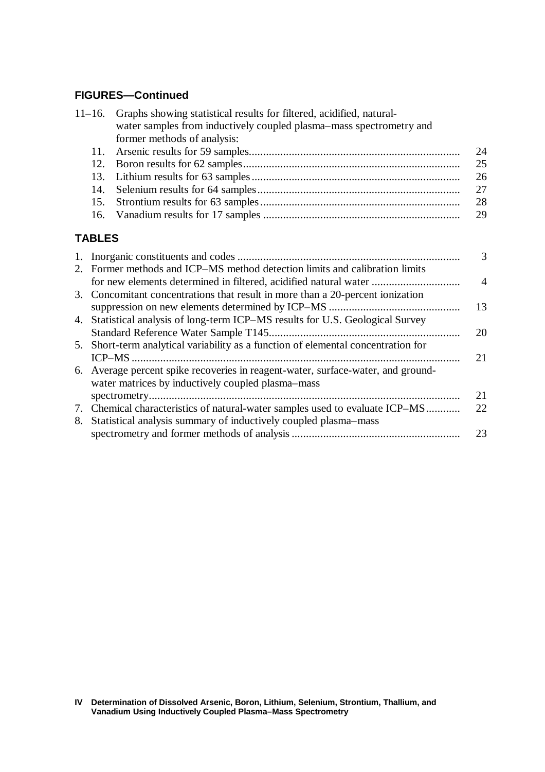## FIGURES—Continued

11–16. Graphs showing statistical results for filtered, acidified, natural-water samples from inductively coupled plasma–mass spectrometry and former methods of analysis:

- 11. Arsenic results for 59 samples ... 24
- 12. Boron results for 62 samples ... 25
- 13. Lithium results for 63 samples ... 26
- 14. Selenium results for 64 samples ... 27
- 15. Strontium results for 63 samples ... 28
- 16. Vanadium results for 17 samples ... 29

## TABLES

1. Inorganic constituents and codes ... 3
2. Former methods and ICP–MS method detection limits and calibration limits for new elements determined in filtered, acidified natural water ... 4
3. Concomitant concentrations that result in more than a 20-percent ionization suppression on new elements determined by ICP–MS ... 13
4. Statistical analysis of long-term ICP–MS results for U.S. Geological Survey Standard Reference Water Sample T145 ... 20
5. Short-term analytical variability as a function of elemental concentration for ICP–MS ... 21
6. Average percent spike recoveries in reagent-water, surface-water, and ground-water matrices by inductively coupled plasma–mass spectrometry ... 21
7. Chemical characteristics of natural-water samples used to evaluate ICP–MS ... 22
8. Statistical analysis summary of inductively coupled plasma–mass spectrometry and former methods of analysis ... 23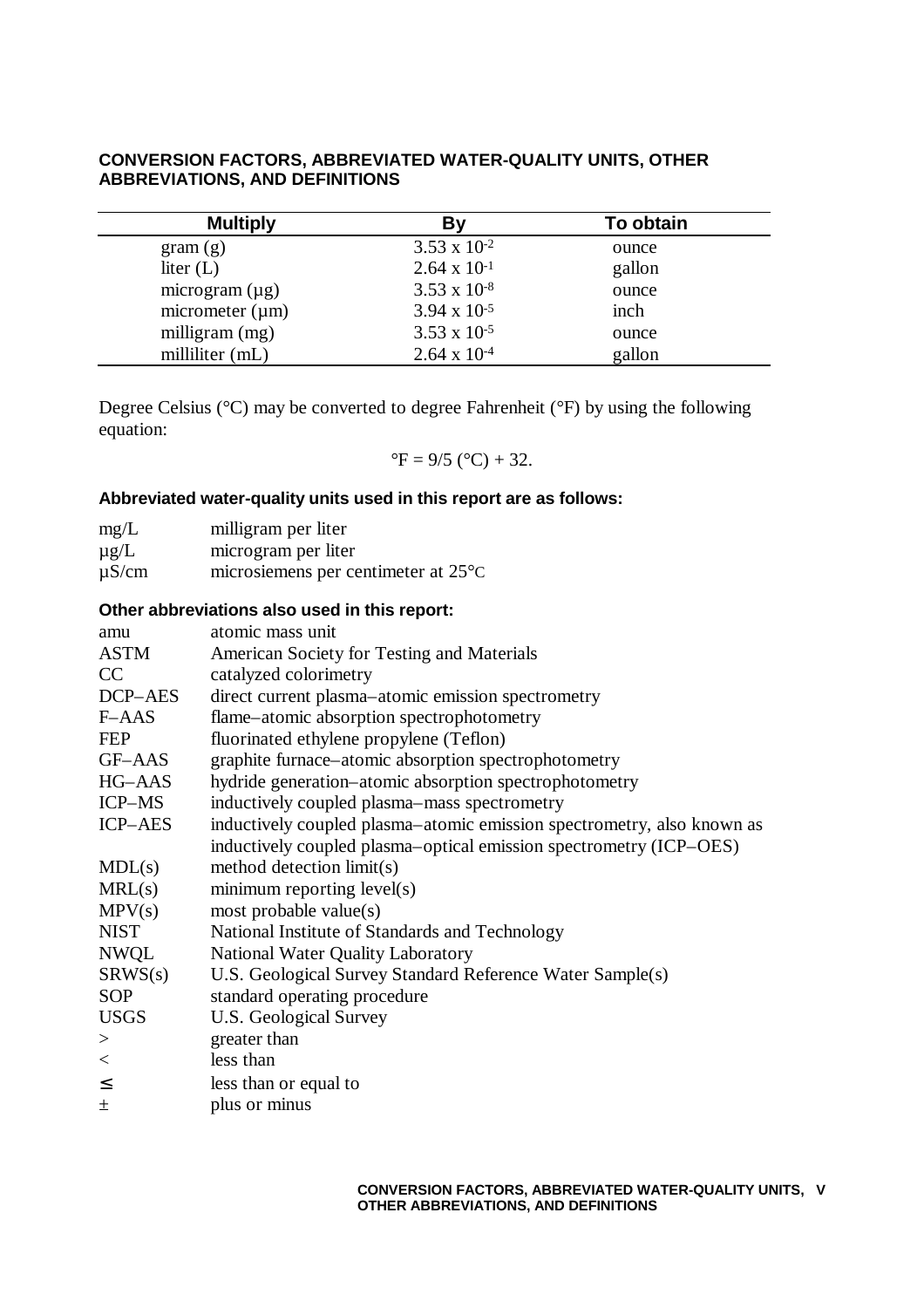## CONVERSION FACTORS, ABBREVIATED WATER-QUALITY UNITS, OTHER ABBREVIATIONS, AND DEFINITIONS

| Multiply | By | To obtain |
|---|---|---|
| gram (g) | $3.53 \times 10^{-2}$ | ounce |
| liter (L) | $2.64 \times 10^{-1}$ | gallon |
| microgram (µg) | $3.53 \times 10^{-8}$ | ounce |
| micrometer (µm) | $3.94 \times 10^{-5}$ | inch |
| milligram (mg) | $3.53 \times 10^{-5}$ | ounce |
| milliliter (mL) | $2.64 \times 10^{-4}$ | gallon |

Degree Celsius (°C) may be converted to degree Fahrenheit (°F) by using the following equation:

$$°F = 9/5\ (°C) + 32.$$

### Abbreviated water-quality units used in this report are as follows:

| | |
|---|---|
| mg/L | milligram per liter |
| µg/L | microgram per liter |
| µS/cm | microsiemens per centimeter at 25°C |

### Other abbreviations also used in this report:

| | |
|---|---|
| amu | atomic mass unit |
| ASTM | American Society for Testing and Materials |
| CC | catalyzed colorimetry |
| DCP–AES | direct current plasma–atomic emission spectrometry |
| F–AAS | flame–atomic absorption spectrophotometry |
| FEP | fluorinated ethylene propylene (Teflon) |
| GF–AAS | graphite furnace–atomic absorption spectrophotometry |
| HG–AAS | hydride generation–atomic absorption spectrophotometry |
| ICP–MS | inductively coupled plasma–mass spectrometry |
| ICP–AES | inductively coupled plasma–atomic emission spectrometry, also known as inductively coupled plasma–optical emission spectrometry (ICP–OES) |
| MDL(s) | method detection limit(s) |
| MRL(s) | minimum reporting level(s) |
| MPV(s) | most probable value(s) |
| NIST | National Institute of Standards and Technology |
| NWQL | National Water Quality Laboratory |
| SRWS(s) | U.S. Geological Survey Standard Reference Water Sample(s) |
| SOP | standard operating procedure |
| USGS | U.S. Geological Survey |
| > | greater than |
| < | less than |
| ≤ | less than or equal to |
| ± | plus or minus |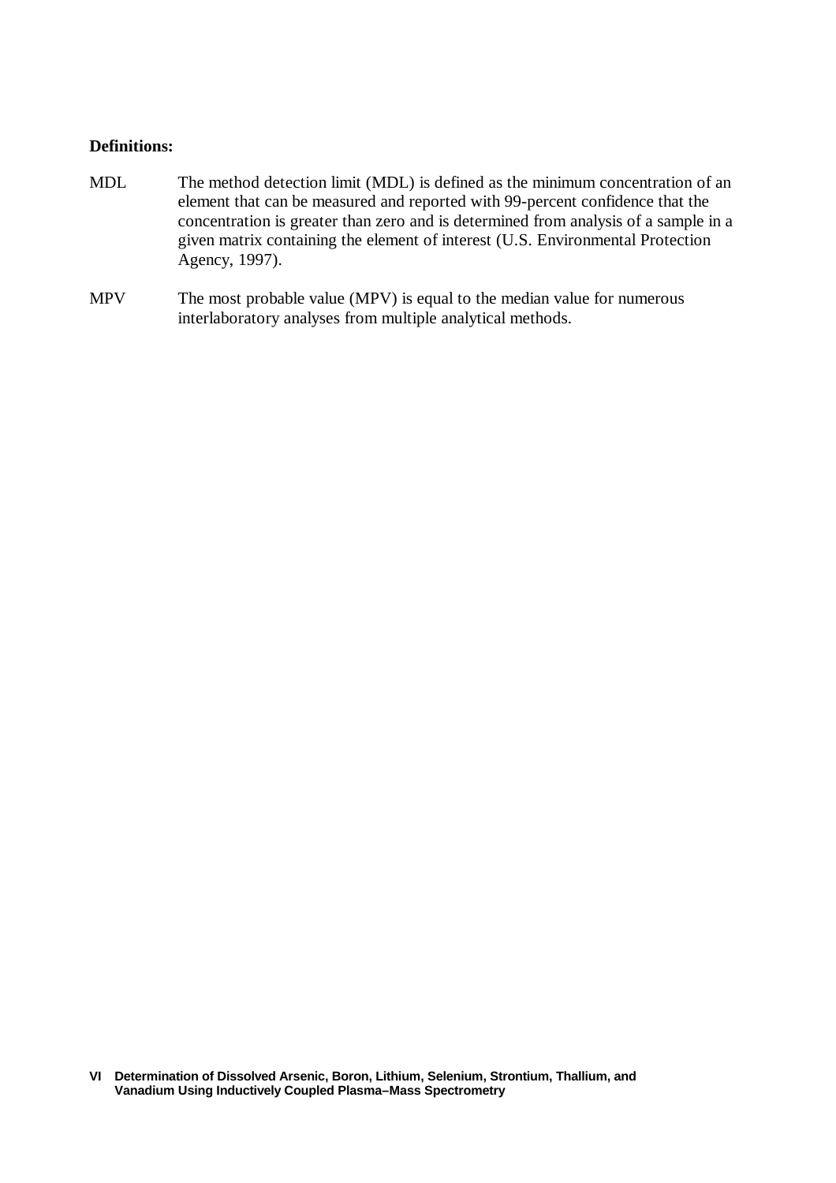**Definitions:**

MDL The method detection limit (MDL) is defined as the minimum concentration of an element that can be measured and reported with 99-percent confidence that the concentration is greater than zero and is determined from analysis of a sample in a given matrix containing the element of interest (U.S. Environmental Protection Agency, 1997).

MPV The most probable value (MPV) is equal to the median value for numerous interlaboratory analyses from multiple analytical methods.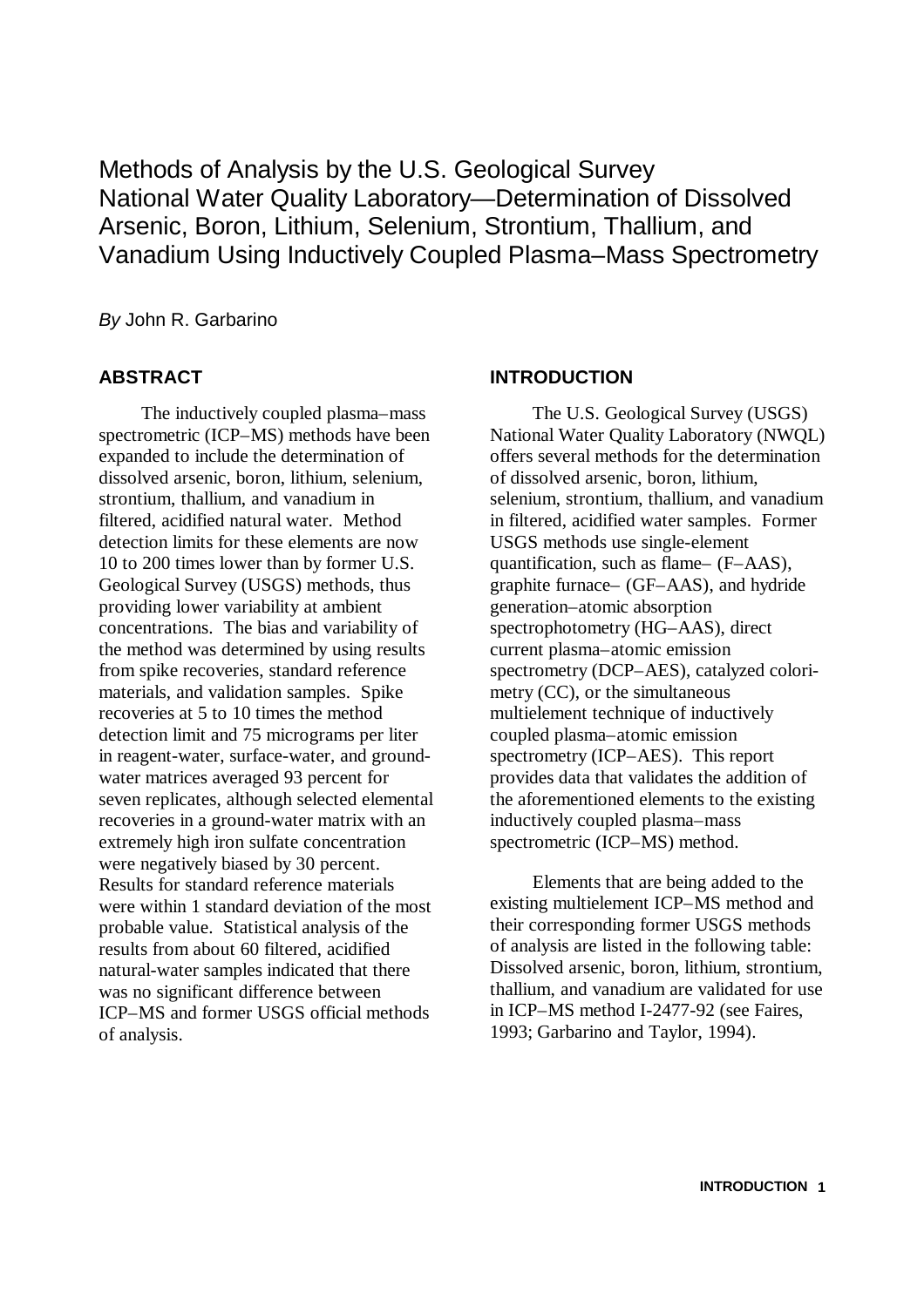# Methods of Analysis by the U.S. Geological Survey National Water Quality Laboratory—Determination of Dissolved Arsenic, Boron, Lithium, Selenium, Strontium, Thallium, and Vanadium Using Inductively Coupled Plasma–Mass Spectrometry

*By* John R. Garbarino

## ABSTRACT

The inductively coupled plasma–mass spectrometric (ICP–MS) methods have been expanded to include the determination of dissolved arsenic, boron, lithium, selenium, strontium, thallium, and vanadium in filtered, acidified natural water. Method detection limits for these elements are now 10 to 200 times lower than by former U.S. Geological Survey (USGS) methods, thus providing lower variability at ambient concentrations. The bias and variability of the method was determined by using results from spike recoveries, standard reference materials, and validation samples. Spike recoveries at 5 to 10 times the method detection limit and 75 micrograms per liter in reagent-water, surface-water, and ground-water matrices averaged 93 percent for seven replicates, although selected elemental recoveries in a ground-water matrix with an extremely high iron sulfate concentration were negatively biased by 30 percent. Results for standard reference materials were within 1 standard deviation of the most probable value. Statistical analysis of the results from about 60 filtered, acidified natural-water samples indicated that there was no significant difference between ICP–MS and former USGS official methods of analysis.

## INTRODUCTION

The U.S. Geological Survey (USGS) National Water Quality Laboratory (NWQL) offers several methods for the determination of dissolved arsenic, boron, lithium, selenium, strontium, thallium, and vanadium in filtered, acidified water samples. Former USGS methods use single-element quantification, such as flame– (F–AAS), graphite furnace– (GF–AAS), and hydride generation–atomic absorption spectrophotometry (HG–AAS), direct current plasma–atomic emission spectrometry (DCP–AES), catalyzed colorimetry (CC), or the simultaneous multielement technique of inductively coupled plasma–atomic emission spectrometry (ICP–AES). This report provides data that validates the addition of the aforementioned elements to the existing inductively coupled plasma–mass spectrometric (ICP–MS) method.

Elements that are being added to the existing multielement ICP–MS method and their corresponding former USGS methods of analysis are listed in the following table: Dissolved arsenic, boron, lithium, strontium, thallium, and vanadium are validated for use in ICP–MS method I-2477-92 (see Faires, 1993; Garbarino and Taylor, 1994).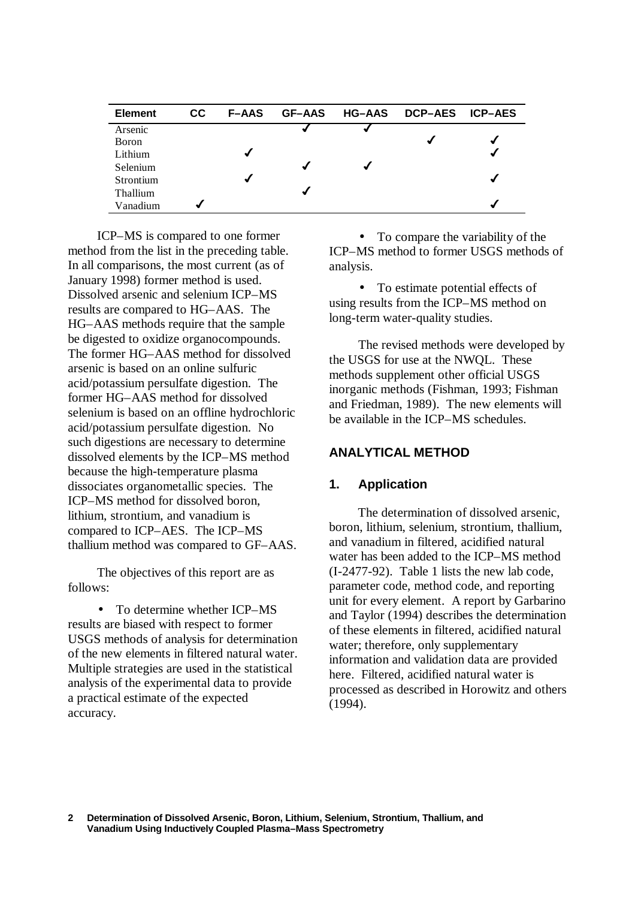| Element | CC | F–AAS | GF–AAS | HG–AAS | DCP–AES | ICP–AES |
|---|---|---|---|---|---|---|
| Arsenic | | | ✓ | ✓ | | |
| Boron | | | | | ✓ | ✓ |
| Lithium | | ✓ | | | | ✓ |
| Selenium | | | ✓ | ✓ | | |
| Strontium | | ✓ | | | | ✓ |
| Thallium | | | ✓ | | | |
| Vanadium | ✓ | | | | | ✓ |

ICP–MS is compared to one former method from the list in the preceding table. In all comparisons, the most current (as of January 1998) former method is used. Dissolved arsenic and selenium ICP–MS results are compared to HG–AAS. The HG–AAS methods require that the sample be digested to oxidize organocompounds. The former HG–AAS method for dissolved arsenic is based on an online sulfuric acid/potassium persulfate digestion. The former HG–AAS method for dissolved selenium is based on an offline hydrochloric acid/potassium persulfate digestion. No such digestions are necessary to determine dissolved elements by the ICP–MS method because the high-temperature plasma dissociates organometallic species. The ICP–MS method for dissolved boron, lithium, strontium, and vanadium is compared to ICP–AES. The ICP–MS thallium method was compared to GF–AAS.

The objectives of this report are as follows:

- To determine whether ICP–MS results are biased with respect to former USGS methods of analysis for determination of the new elements in filtered natural water. Multiple strategies are used in the statistical analysis of the experimental data to provide a practical estimate of the expected accuracy.
- To compare the variability of the ICP–MS method to former USGS methods of analysis.
- To estimate potential effects of using results from the ICP–MS method on long-term water-quality studies.

The revised methods were developed by the USGS for use at the NWQL. These methods supplement other official USGS inorganic methods (Fishman, 1993; Fishman and Friedman, 1989). The new elements will be available in the ICP–MS schedules.

## ANALYTICAL METHOD

### 1. Application

The determination of dissolved arsenic, boron, lithium, selenium, strontium, thallium, and vanadium in filtered, acidified natural water has been added to the ICP–MS method (I-2477-92). Table 1 lists the new lab code, parameter code, method code, and reporting unit for every element. A report by Garbarino and Taylor (1994) describes the determination of these elements in filtered, acidified natural water; therefore, only supplementary information and validation data are provided here. Filtered, acidified natural water is processed as described in Horowitz and others (1994).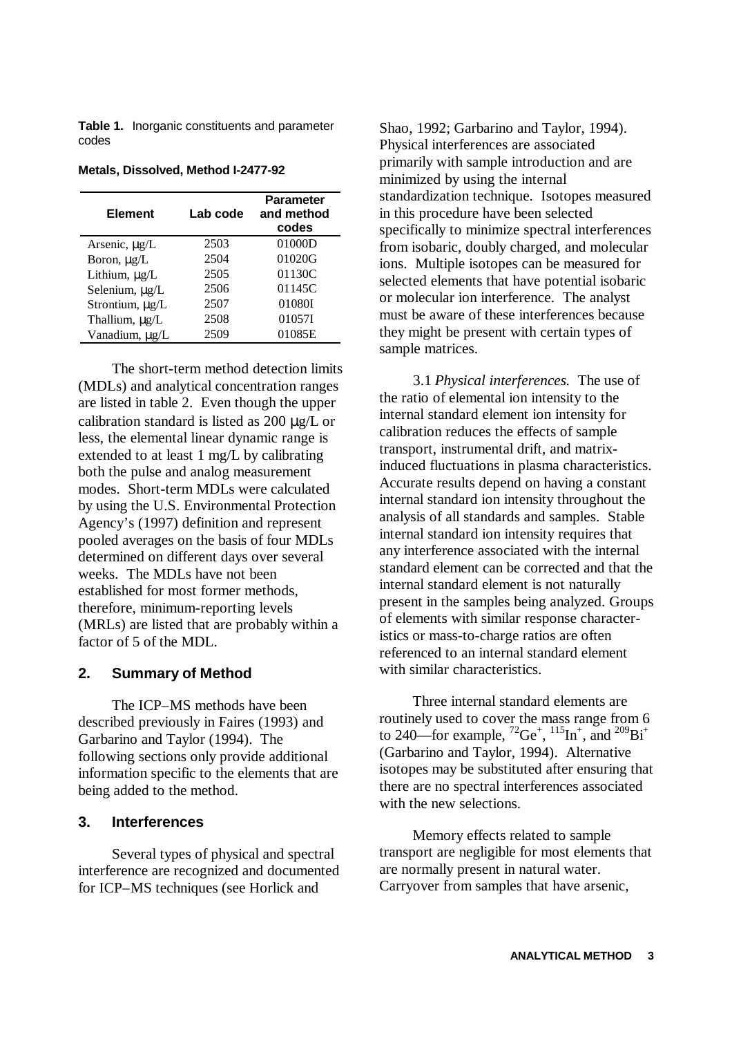**Table 1.** Inorganic constituents and parameter codes

**Metals, Dissolved, Method I-2477-92**

| Element | Lab code | Parameter and method codes |
|---|---|---|
| Arsenic, μg/L | 2503 | 01000D |
| Boron, μg/L | 2504 | 01020G |
| Lithium, μg/L | 2505 | 01130C |
| Selenium, μg/L | 2506 | 01145C |
| Strontium, μg/L | 2507 | 01080I |
| Thallium, μg/L | 2508 | 01057I |
| Vanadium, μg/L | 2509 | 01085E |

The short-term method detection limits (MDLs) and analytical concentration ranges are listed in table 2. Even though the upper calibration standard is listed as 200 μg/L or less, the elemental linear dynamic range is extended to at least 1 mg/L by calibrating both the pulse and analog measurement modes. Short-term MDLs were calculated by using the U.S. Environmental Protection Agency's (1997) definition and represent pooled averages on the basis of four MDLs determined on different days over several weeks. The MDLs have not been established for most former methods, therefore, minimum-reporting levels (MRLs) are listed that are probably within a factor of 5 of the MDL.

## 2. Summary of Method

The ICP–MS methods have been described previously in Faires (1993) and Garbarino and Taylor (1994). The following sections only provide additional information specific to the elements that are being added to the method.

## 3. Interferences

Several types of physical and spectral interference are recognized and documented for ICP–MS techniques (see Horlick and Shao, 1992; Garbarino and Taylor, 1994). Physical interferences are associated primarily with sample introduction and are minimized by using the internal standardization technique. Isotopes measured in this procedure have been selected specifically to minimize spectral interferences from isobaric, doubly charged, and molecular ions. Multiple isotopes can be measured for selected elements that have potential isobaric or molecular ion interference. The analyst must be aware of these interferences because they might be present with certain types of sample matrices.

3.1 *Physical interferences.* The use of the ratio of elemental ion intensity to the internal standard element ion intensity for calibration reduces the effects of sample transport, instrumental drift, and matrix-induced fluctuations in plasma characteristics. Accurate results depend on having a constant internal standard ion intensity throughout the analysis of all standards and samples. Stable internal standard ion intensity requires that any interference associated with the internal standard element can be corrected and that the internal standard element is not naturally present in the samples being analyzed. Groups of elements with similar response characteristics or mass-to-charge ratios are often referenced to an internal standard element with similar characteristics.

Three internal standard elements are routinely used to cover the mass range from 6 to 240—for example, $^{72}Ge^{+}$, $^{115}In^{+}$, and $^{209}Bi^{+}$ (Garbarino and Taylor, 1994). Alternative isotopes may be substituted after ensuring that there are no spectral interferences associated with the new selections.

Memory effects related to sample transport are negligible for most elements that are normally present in natural water. Carryover from samples that have arsenic,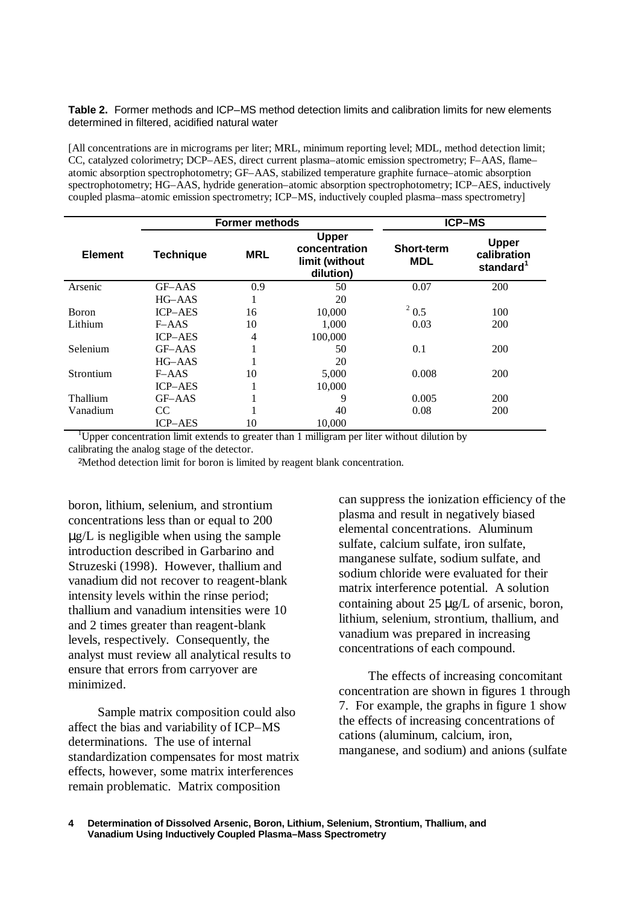**Table 2.** Former methods and ICP–MS method detection limits and calibration limits for new elements determined in filtered, acidified natural water

[All concentrations are in micrograms per liter; MRL, minimum reporting level; MDL, method detection limit; CC, catalyzed colorimetry; DCP–AES, direct current plasma–atomic emission spectrometry; F–AAS, flame–atomic absorption spectrophotometry; GF–AAS, stabilized temperature graphite furnace–atomic absorption spectrophotometry; HG–AAS, hydride generation–atomic absorption spectrophotometry; ICP–AES, inductively coupled plasma–atomic emission spectrometry; ICP–MS, inductively coupled plasma–mass spectrometry]

| | Former methods | | | ICP–MS | |
|---|---|---|---|---|---|
| **Element** | **Technique** | **MRL** | **Upper concentration limit (without dilution)** | **Short-term MDL** | **Upper calibration standard[1]** |
| Arsenic | GF–AAS | 0.9 | 50 | 0.07 | 200 |
| | HG–AAS | 1 | 20 | | |
| Boron | ICP–AES | 16 | 10,000 | [2] 0.5 | 100 |
| Lithium | F–AAS | 10 | 1,000 | 0.03 | 200 |
| | ICP–AES | 4 | 100,000 | | |
| Selenium | GF–AAS | 1 | 50 | 0.1 | 200 |
| | HG–AAS | 1 | 20 | | |
| Strontium | F–AAS | 10 | 5,000 | 0.008 | 200 |
| | ICP–AES | 1 | 10,000 | | |
| Thallium | GF–AAS | 1 | 9 | 0.005 | 200 |
| Vanadium | CC | 1 | 40 | 0.08 | 200 |
| | ICP–AES | 10 | 10,000 | | |

[1]Upper concentration limit extends to greater than 1 milligram per liter without dilution by calibrating the analog stage of the detector.

[2]Method detection limit for boron is limited by reagent blank concentration.

boron, lithium, selenium, and strontium concentrations less than or equal to 200 µg/L is negligible when using the sample introduction described in Garbarino and Struzeski (1998). However, thallium and vanadium did not recover to reagent-blank intensity levels within the rinse period; thallium and vanadium intensities were 10 and 2 times greater than reagent-blank levels, respectively. Consequently, the analyst must review all analytical results to ensure that errors from carryover are minimized.

Sample matrix composition could also affect the bias and variability of ICP–MS determinations. The use of internal standardization compensates for most matrix effects, however, some matrix interferences remain problematic. Matrix composition can suppress the ionization efficiency of the plasma and result in negatively biased elemental concentrations. Aluminum sulfate, calcium sulfate, iron sulfate, manganese sulfate, sodium sulfate, and sodium chloride were evaluated for their matrix interference potential. A solution containing about 25 µg/L of arsenic, boron, lithium, selenium, strontium, thallium, and vanadium was prepared in increasing concentrations of each compound.

The effects of increasing concomitant concentration are shown in figures 1 through 7. For example, the graphs in figure 1 show the effects of increasing concentrations of cations (aluminum, calcium, iron, manganese, and sodium) and anions (sulfate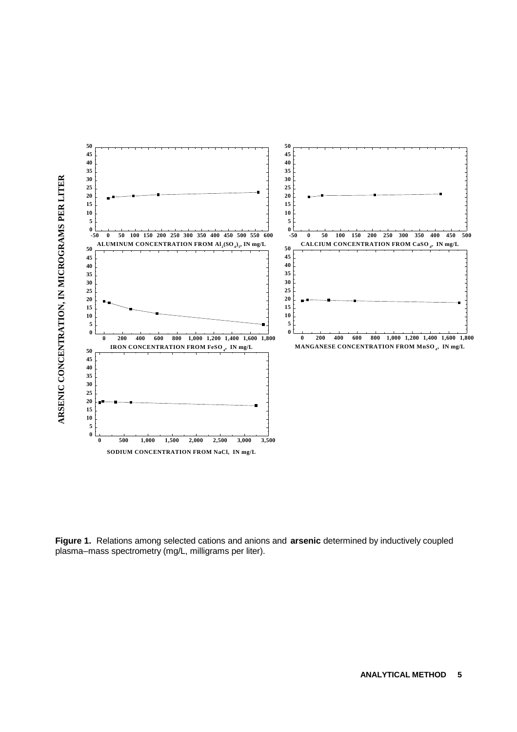**Figure 1.** Relations among selected cations and anions and **arsenic** determined by inductively coupled plasma–mass spectrometry (mg/L, milligrams per liter).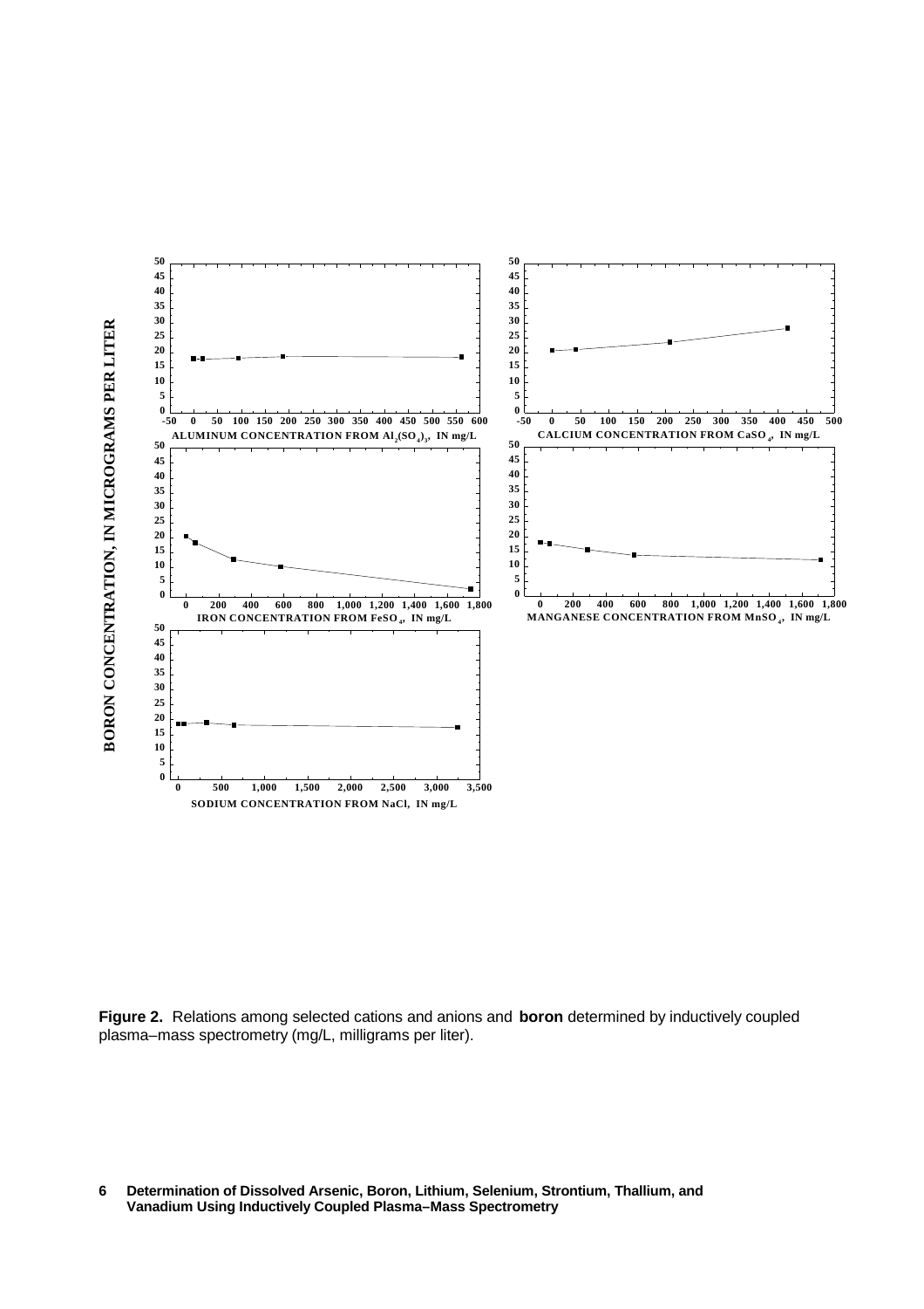**Figure 2.** Relations among selected cations and anions and **boron** determined by inductively coupled plasma–mass spectrometry (mg/L, milligrams per liter).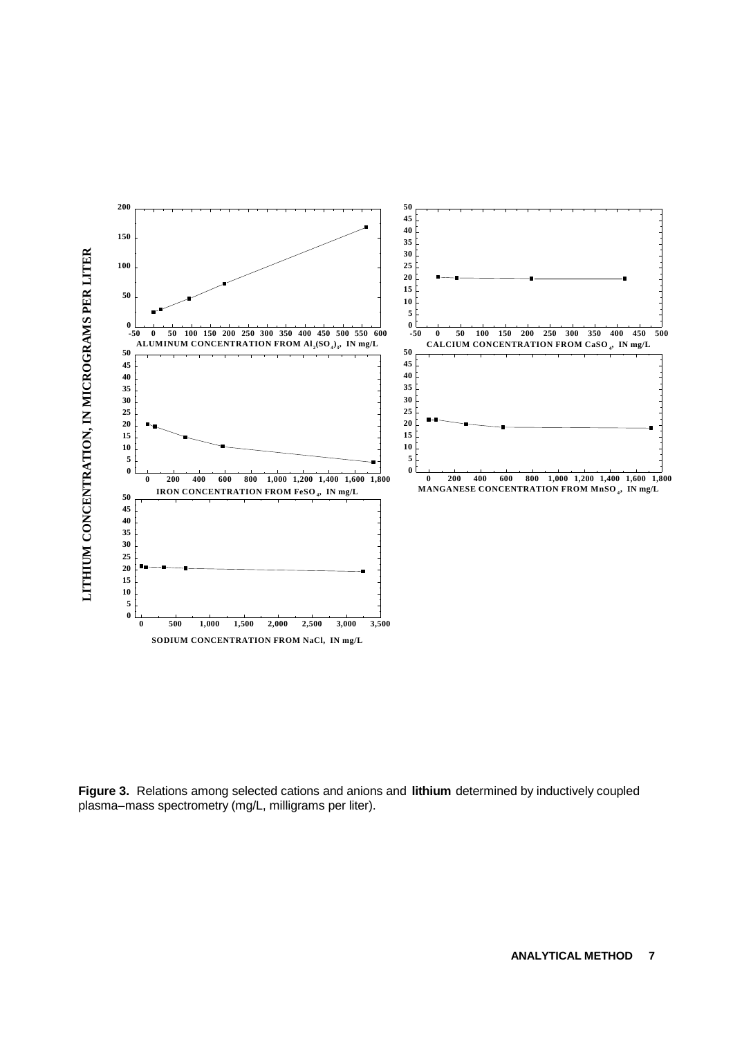**Figure 3.** Relations among selected cations and anions and **lithium** determined by inductively coupled plasma–mass spectrometry (mg/L, milligrams per liter).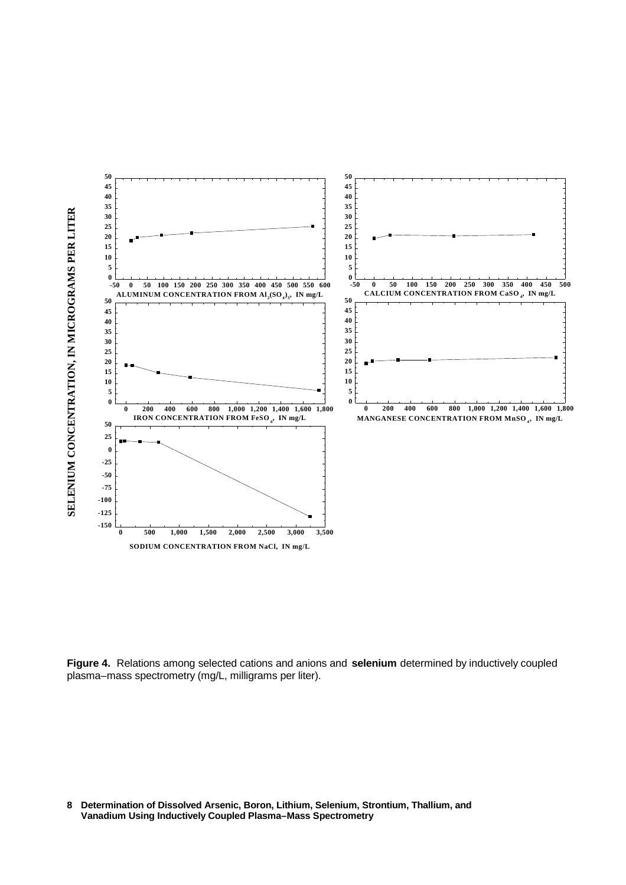**Figure 4.** Relations among selected cations and anions and **selenium** determined by inductively coupled plasma–mass spectrometry (mg/L, milligrams per liter).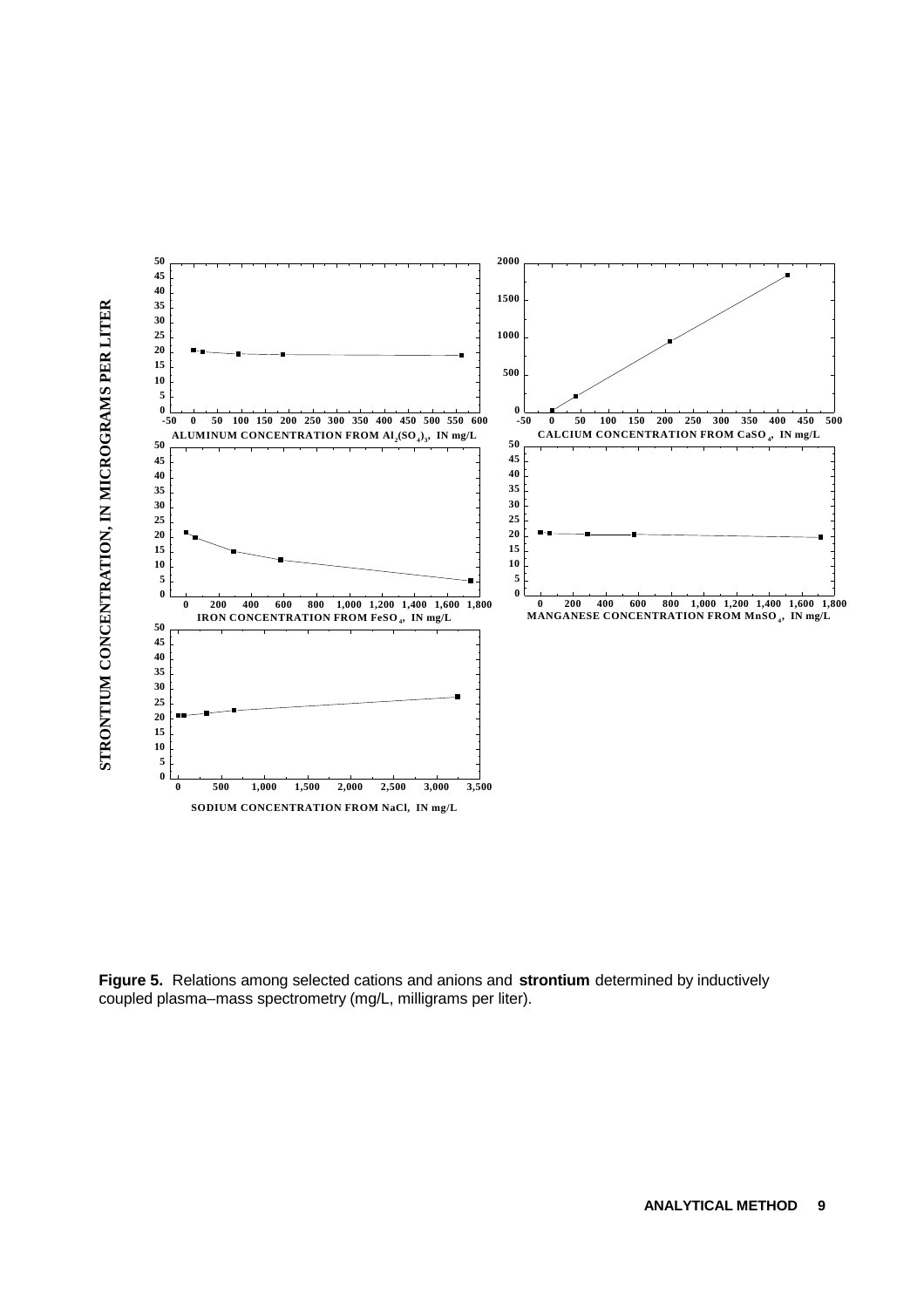**Figure 5.** Relations among selected cations and anions and **strontium** determined by inductively coupled plasma–mass spectrometry (mg/L, milligrams per liter).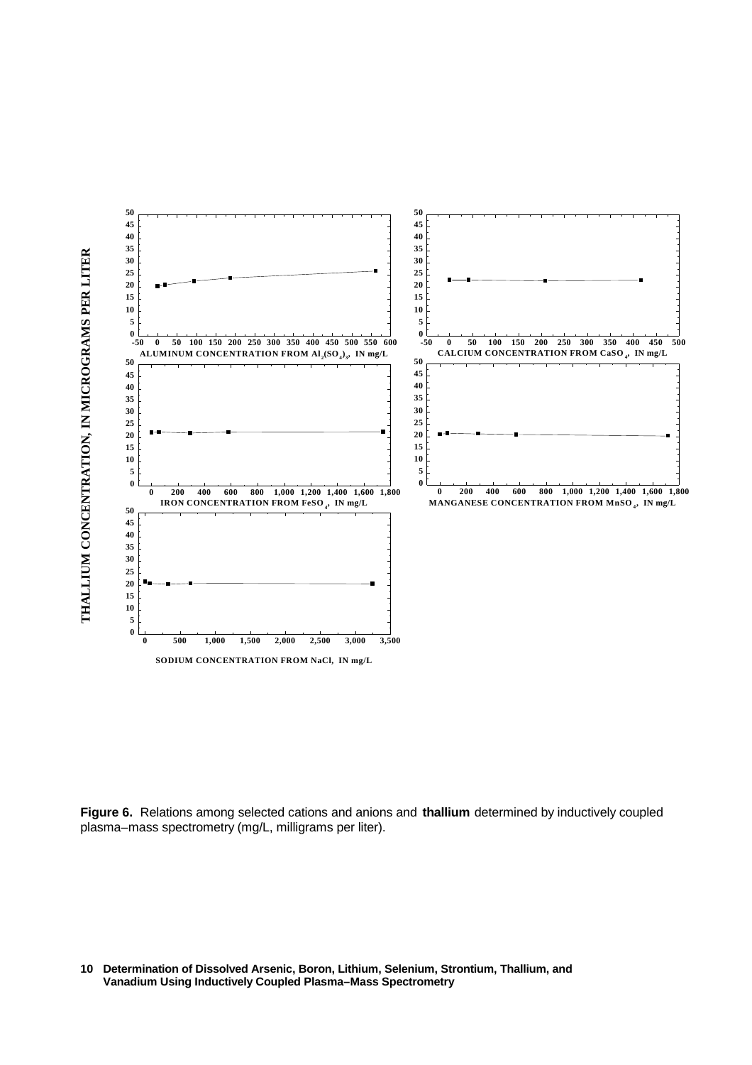**Figure 6.** Relations among selected cations and anions and **thallium** determined by inductively coupled plasma–mass spectrometry (mg/L, milligrams per liter).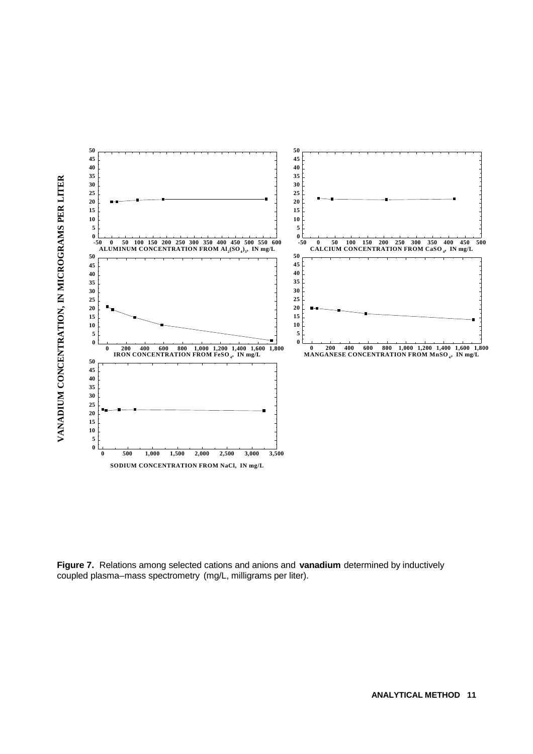VANADIUM CONCENTRATION, IN MICROGRAMS PER LITER

ALUMINUM CONCENTRATION FROM $Al_2(SO_4)_3$, IN mg/L

CALCIUM CONCENTRATION FROM $CaSO_4$, IN mg/L

IRON CONCENTRATION FROM $FeSO_4$, IN mg/L

MANGANESE CONCENTRATION FROM $MnSO_4$, IN mg/L

SODIUM CONCENTRATION FROM NaCl, IN mg/L

**Figure 7.** Relations among selected cations and anions and **vanadium** determined by inductively coupled plasma–mass spectrometry (mg/L, milligrams per liter).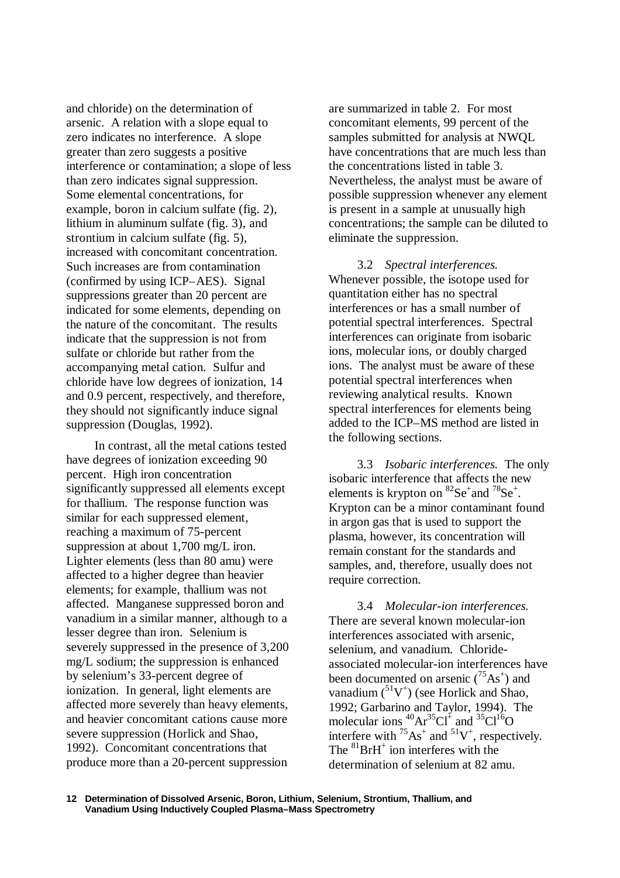and chloride) on the determination of arsenic. A relation with a slope equal to zero indicates no interference. A slope greater than zero suggests a positive interference or contamination; a slope of less than zero indicates signal suppression. Some elemental concentrations, for example, boron in calcium sulfate (fig. 2), lithium in aluminum sulfate (fig. 3), and strontium in calcium sulfate (fig. 5), increased with concomitant concentration. Such increases are from contamination (confirmed by using ICP–AES). Signal suppressions greater than 20 percent are indicated for some elements, depending on the nature of the concomitant. The results indicate that the suppression is not from sulfate or chloride but rather from the accompanying metal cation. Sulfur and chloride have low degrees of ionization, 14 and 0.9 percent, respectively, and therefore, they should not significantly induce signal suppression (Douglas, 1992).

In contrast, all the metal cations tested have degrees of ionization exceeding 90 percent. High iron concentration significantly suppressed all elements except for thallium. The response function was similar for each suppressed element, reaching a maximum of 75-percent suppression at about 1,700 mg/L iron. Lighter elements (less than 80 amu) were affected to a higher degree than heavier elements; for example, thallium was not affected. Manganese suppressed boron and vanadium in a similar manner, although to a lesser degree than iron. Selenium is severely suppressed in the presence of 3,200 mg/L sodium; the suppression is enhanced by selenium's 33-percent degree of ionization. In general, light elements are affected more severely than heavy elements, and heavier concomitant cations cause more severe suppression (Horlick and Shao, 1992). Concomitant concentrations that produce more than a 20-percent suppression are summarized in table 2. For most concomitant elements, 99 percent of the samples submitted for analysis at NWQL have concentrations that are much less than the concentrations listed in table 3. Nevertheless, the analyst must be aware of possible suppression whenever any element is present in a sample at unusually high concentrations; the sample can be diluted to eliminate the suppression.

3.2 *Spectral interferences.* Whenever possible, the isotope used for quantitation either has no spectral interferences or has a small number of potential spectral interferences. Spectral interferences can originate from isobaric ions, molecular ions, or doubly charged ions. The analyst must be aware of these potential spectral interferences when reviewing analytical results. Known spectral interferences for elements being added to the ICP–MS method are listed in the following sections.

3.3 *Isobaric interferences.* The only isobaric interference that affects the new elements is krypton on $^{82}Se^{+}$ and $^{78}Se^{+}$. Krypton can be a minor contaminant found in argon gas that is used to support the plasma, however, its concentration will remain constant for the standards and samples, and, therefore, usually does not require correction.

3.4 *Molecular-ion interferences.* There are several known molecular-ion interferences associated with arsenic, selenium, and vanadium. Chloride-associated molecular-ion interferences have been documented on arsenic ($^{75}As^{+}$) and vanadium ($^{51}V^{+}$) (see Horlick and Shao, 1992; Garbarino and Taylor, 1994). The molecular ions $^{40}Ar^{35}Cl^{+}$ and $^{35}Cl^{16}O$ interfere with $^{75}As^{+}$ and $^{51}V^{+}$, respectively. The $^{81}BrH^{+}$ ion interferes with the determination of selenium at 82 amu.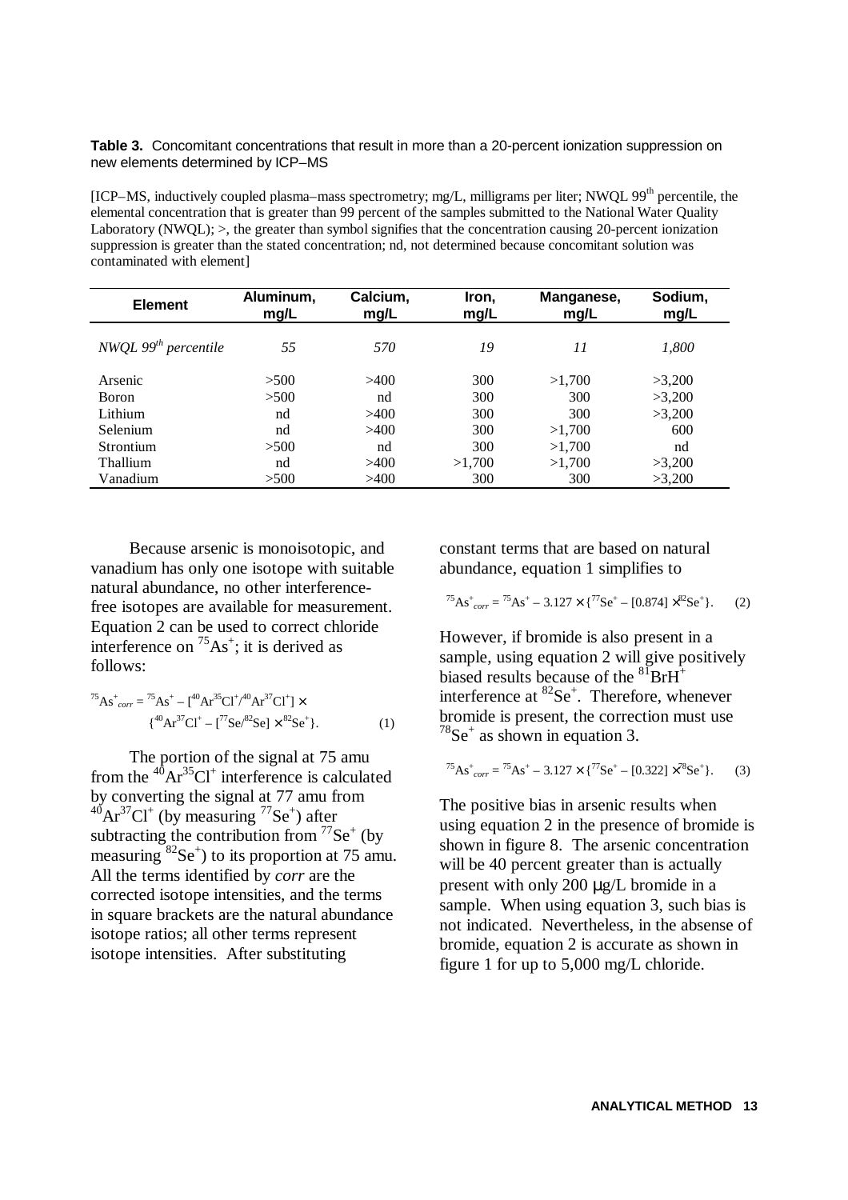**Table 3.** Concomitant concentrations that result in more than a 20-percent ionization suppression on new elements determined by ICP–MS

[ICP–MS, inductively coupled plasma–mass spectrometry; mg/L, milligrams per liter; NWQL 99th percentile, the elemental concentration that is greater than 99 percent of the samples submitted to the National Water Quality Laboratory (NWQL); >, the greater than symbol signifies that the concentration causing 20-percent ionization suppression is greater than the stated concentration; nd, not determined because concomitant solution was contaminated with element]

| Element | Aluminum, mg/L | Calcium, mg/L | Iron, mg/L | Manganese, mg/L | Sodium, mg/L |
|---|---|---|---|---|---|
| *NWQL 99th percentile* | *55* | *570* | *19* | *11* | *1,800* |
| Arsenic | >500 | >400 | 300 | >1,700 | >3,200 |
| Boron | >500 | nd | 300 | 300 | >3,200 |
| Lithium | nd | >400 | 300 | 300 | >3,200 |
| Selenium | nd | >400 | 300 | >1,700 | 600 |
| Strontium | >500 | nd | 300 | >1,700 | nd |
| Thallium | nd | >400 | >1,700 | >1,700 | >3,200 |
| Vanadium | >500 | >400 | 300 | 300 | >3,200 |

Because arsenic is monoisotopic, and vanadium has only one isotope with suitable natural abundance, no other interference-free isotopes are available for measurement. Equation 2 can be used to correct chloride interference on $^{75}As^{+}$; it is derived as follows:

$$^{75}As^{+}_{corr} = {}^{75}As^{+} - [{}^{40}Ar^{35}Cl^{+}/{}^{40}Ar^{37}Cl^{+}] \times \{{}^{40}Ar^{37}Cl^{+} - [{}^{77}Se/{}^{82}Se] \times {}^{82}Se^{+}\}. \qquad (1)$$

The portion of the signal at 75 amu from the $^{40}Ar^{35}Cl^{+}$ interference is calculated by converting the signal at 77 amu from $^{40}Ar^{37}Cl^{+}$ (by measuring $^{77}Se^{+}$) after subtracting the contribution from $^{77}Se^{+}$ (by measuring $^{82}Se^{+}$) to its proportion at 75 amu. All the terms identified by *corr* are the corrected isotope intensities, and the terms in square brackets are the natural abundance isotope ratios; all other terms represent isotope intensities. After substituting constant terms that are based on natural abundance, equation 1 simplifies to

$$^{75}As^{+}_{corr} = {}^{75}As^{+} - 3.127 \times \{{}^{77}Se^{+} - [0.874] \times {}^{82}Se^{+}\}. \qquad (2)$$

However, if bromide is also present in a sample, using equation 2 will give positively biased results because of the $^{81}BrH^{+}$ interference at $^{82}Se^{+}$. Therefore, whenever bromide is present, the correction must use $^{78}Se^{+}$ as shown in equation 3.

$$^{75}As^{+}_{corr} = {}^{75}As^{+} - 3.127 \times \{{}^{77}Se^{+} - [0.322] \times {}^{78}Se^{+}\}. \qquad (3)$$

The positive bias in arsenic results when using equation 2 in the presence of bromide is shown in figure 8. The arsenic concentration will be 40 percent greater than is actually present with only 200 μg/L bromide in a sample. When using equation 3, such bias is not indicated. Nevertheless, in the absense of bromide, equation 2 is accurate as shown in figure 1 for up to 5,000 mg/L chloride.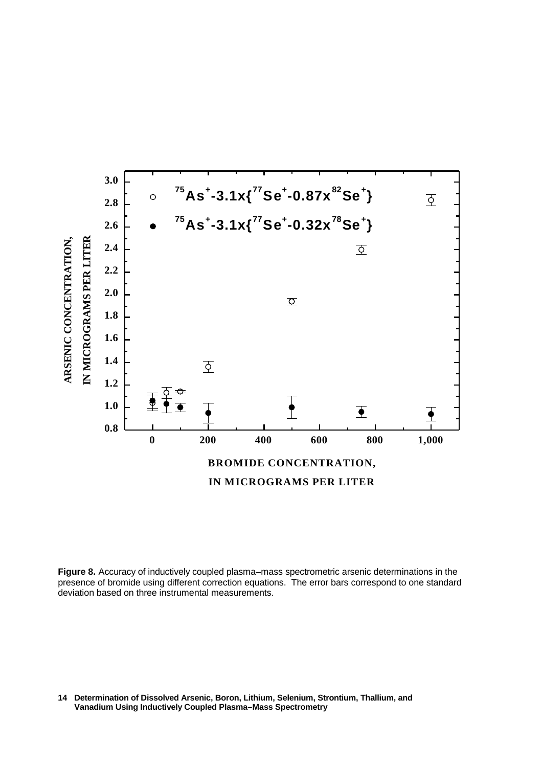**Figure 8.** Accuracy of inductively coupled plasma–mass spectrometric arsenic determinations in the presence of bromide using different correction equations. The error bars correspond to one standard deviation based on three instrumental measurements.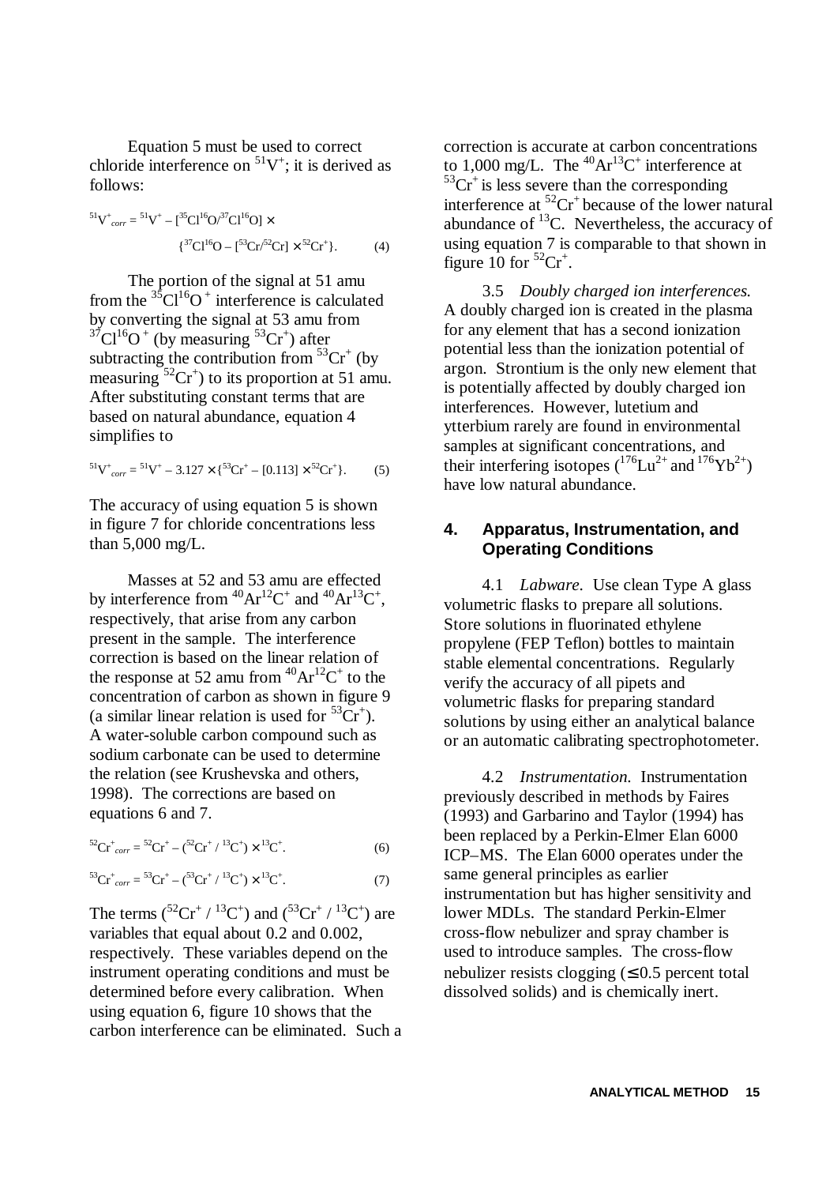Equation 5 must be used to correct chloride interference on $^{51}V^+$; it is derived as follows:

$$^{51}V^+_{corr} = {}^{51}V^+ - [^{35}Cl^{16}O/^{37}Cl^{16}O] \times \{^{37}Cl^{16}O - [^{53}Cr/^{52}Cr] \times {}^{52}Cr^+\}. \quad (4)$$

The portion of the signal at 51 amu from the $^{35}Cl^{16}O^+$ interference is calculated by converting the signal at 53 amu from $^{37}Cl^{16}O^+$ (by measuring $^{53}Cr^+$) after subtracting the contribution from $^{53}Cr^+$ (by measuring $^{52}Cr^+$) to its proportion at 51 amu. After substituting constant terms that are based on natural abundance, equation 4 simplifies to

$$^{51}V^+_{corr} = {}^{51}V^+ - 3.127 \times \{^{53}Cr^+ - [0.113] \times {}^{52}Cr^+\}. \quad (5)$$

The accuracy of using equation 5 is shown in figure 7 for chloride concentrations less than 5,000 mg/L.

Masses at 52 and 53 amu are effected by interference from $^{40}Ar^{12}C^+$ and $^{40}Ar^{13}C^+$, respectively, that arise from any carbon present in the sample. The interference correction is based on the linear relation of the response at 52 amu from $^{40}Ar^{12}C^+$ to the concentration of carbon as shown in figure 9 (a similar linear relation is used for $^{53}Cr^+$). A water-soluble carbon compound such as sodium carbonate can be used to determine the relation (see Krushevska and others, 1998). The corrections are based on equations 6 and 7.

$$^{52}Cr^+_{corr} = {}^{52}Cr^+ - (^{52}Cr^+ / {}^{13}C^+) \times {}^{13}C^+. \quad (6)$$

$$^{53}Cr^+_{corr} = {}^{53}Cr^+ - (^{53}Cr^+ / {}^{13}C^+) \times {}^{13}C^+. \quad (7)$$

The terms $(^{52}Cr^+ / {}^{13}C^+)$ and $(^{53}Cr^+ / {}^{13}C^+)$ are variables that equal about 0.2 and 0.002, respectively. These variables depend on the instrument operating conditions and must be determined before every calibration. When using equation 6, figure 10 shows that the carbon interference can be eliminated. Such a correction is accurate at carbon concentrations to 1,000 mg/L. The $^{40}Ar^{13}C^+$ interference at $^{53}Cr^+$ is less severe than the corresponding interference at $^{52}Cr^+$ because of the lower natural abundance of $^{13}C$. Nevertheless, the accuracy of using equation 7 is comparable to that shown in figure 10 for $^{52}Cr^+$.

3.5 *Doubly charged ion interferences.* A doubly charged ion is created in the plasma for any element that has a second ionization potential less than the ionization potential of argon. Strontium is the only new element that is potentially affected by doubly charged ion interferences. However, lutetium and ytterbium rarely are found in environmental samples at significant concentrations, and their interfering isotopes ($^{176}Lu^{2+}$ and $^{176}Yb^{2+}$) have low natural abundance.

## 4. Apparatus, Instrumentation, and Operating Conditions

4.1 *Labware.* Use clean Type A glass volumetric flasks to prepare all solutions. Store solutions in fluorinated ethylene propylene (FEP Teflon) bottles to maintain stable elemental concentrations. Regularly verify the accuracy of all pipets and volumetric flasks for preparing standard solutions by using either an analytical balance or an automatic calibrating spectrophotometer.

4.2 *Instrumentation.* Instrumentation previously described in methods by Faires (1993) and Garbarino and Taylor (1994) has been replaced by a Perkin-Elmer Elan 6000 ICP–MS. The Elan 6000 operates under the same general principles as earlier instrumentation but has higher sensitivity and lower MDLs. The standard Perkin-Elmer cross-flow nebulizer and spray chamber is used to introduce samples. The cross-flow nebulizer resists clogging ($\leq$0.5 percent total dissolved solids) and is chemically inert.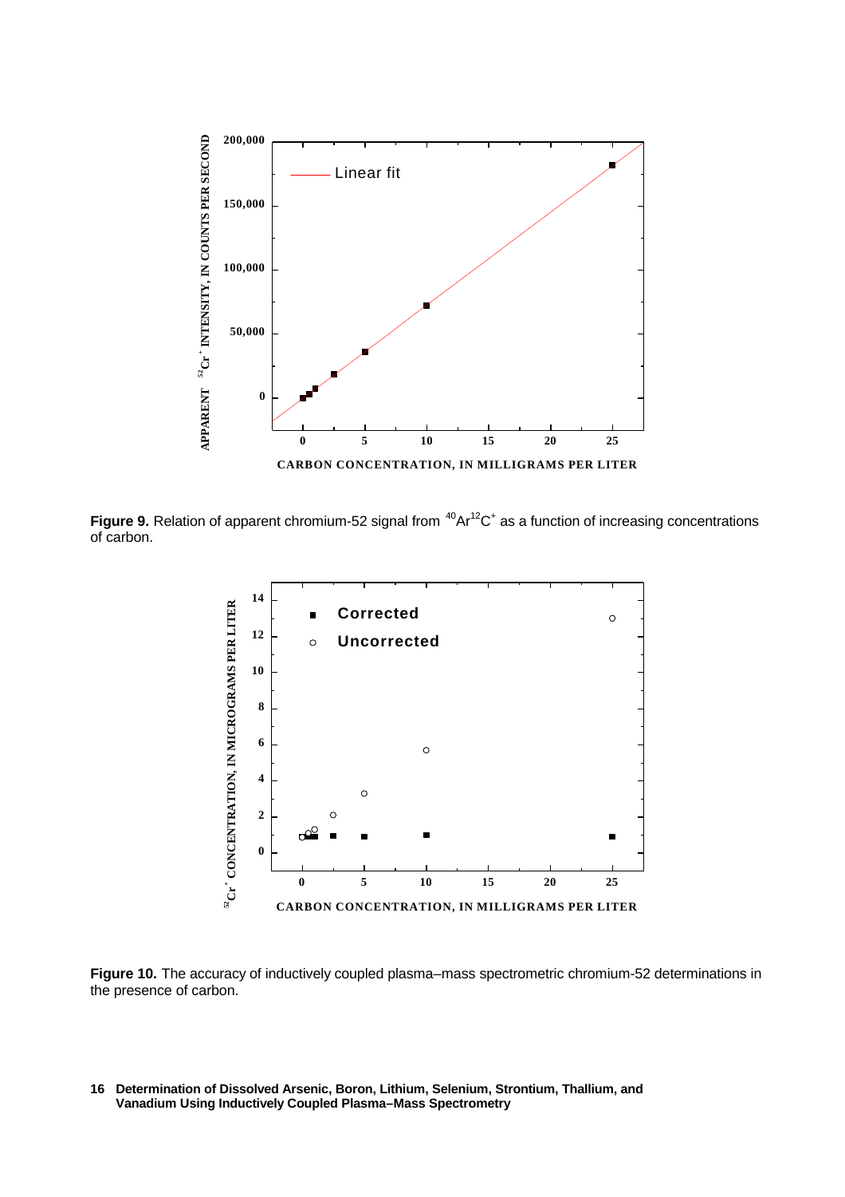**Figure 9.** Relation of apparent chromium-52 signal from $^{40}Ar^{12}C^{+}$ as a function of increasing concentrations of carbon.

**Figure 10.** The accuracy of inductively coupled plasma–mass spectrometric chromium-52 determinations in the presence of carbon.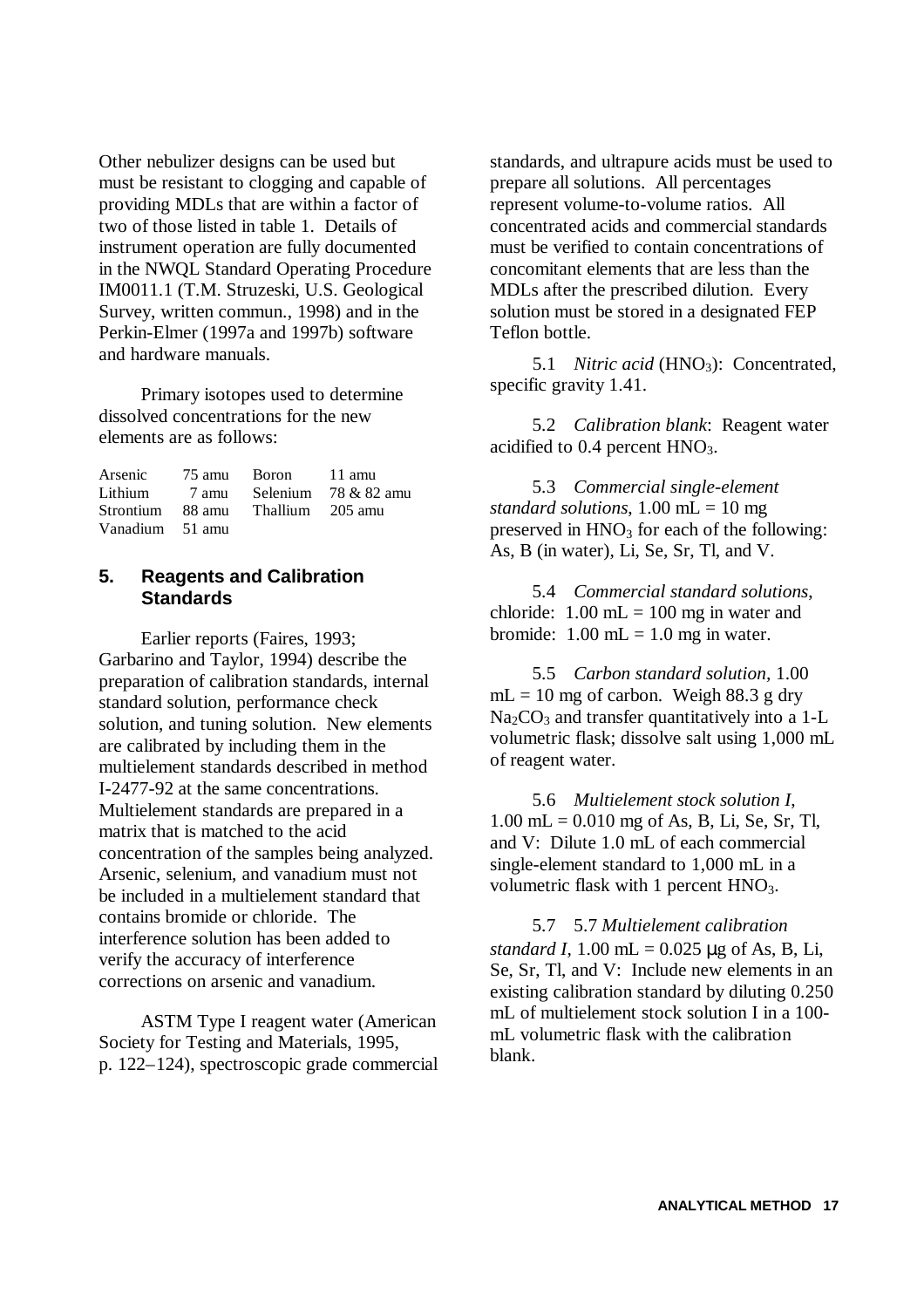Other nebulizer designs can be used but must be resistant to clogging and capable of providing MDLs that are within a factor of two of those listed in table 1. Details of instrument operation are fully documented in the NWQL Standard Operating Procedure IM0011.1 (T.M. Struzeski, U.S. Geological Survey, written commun., 1998) and in the Perkin-Elmer (1997a and 1997b) software and hardware manuals.

Primary isotopes used to determine dissolved concentrations for the new elements are as follows:

| | | | |
|---|---|---|---|
| Arsenic | 75 amu | Boron | 11 amu |
| Lithium | 7 amu | Selenium | 78 & 82 amu |
| Strontium | 88 amu | Thallium | 205 amu |
| Vanadium | 51 amu | | |

## 5. Reagents and Calibration Standards

Earlier reports (Faires, 1993; Garbarino and Taylor, 1994) describe the preparation of calibration standards, internal standard solution, performance check solution, and tuning solution. New elements are calibrated by including them in the multielement standards described in method I-2477-92 at the same concentrations. Multielement standards are prepared in a matrix that is matched to the acid concentration of the samples being analyzed. Arsenic, selenium, and vanadium must not be included in a multielement standard that contains bromide or chloride. The interference solution has been added to verify the accuracy of interference corrections on arsenic and vanadium.

ASTM Type I reagent water (American Society for Testing and Materials, 1995, p. 122–124), spectroscopic grade commercial standards, and ultrapure acids must be used to prepare all solutions. All percentages represent volume-to-volume ratios. All concentrated acids and commercial standards must be verified to contain concentrations of concomitant elements that are less than the MDLs after the prescribed dilution. Every solution must be stored in a designated FEP Teflon bottle.

5.1 *Nitric acid* ($HNO_3$): Concentrated, specific gravity 1.41.

5.2 *Calibration blank*: Reagent water acidified to 0.4 percent $HNO_3$.

5.3 *Commercial single-element standard solutions*, 1.00 mL = 10 mg preserved in $HNO_3$ for each of the following: As, B (in water), Li, Se, Sr, Tl, and V.

5.4 *Commercial standard solutions*, chloride: 1.00 mL = 100 mg in water and bromide: 1.00 mL = 1.0 mg in water.

5.5 *Carbon standard solution*, 1.00 mL = 10 mg of carbon. Weigh 88.3 g dry $Na_2CO_3$ and transfer quantitatively into a 1-L volumetric flask; dissolve salt using 1,000 mL of reagent water.

5.6 *Multielement stock solution I*, 1.00 mL = 0.010 mg of As, B, Li, Se, Sr, Tl, and V: Dilute 1.0 mL of each commercial single-element standard to 1,000 mL in a volumetric flask with 1 percent $HNO_3$.

5.7 5.7 *Multielement calibration standard I*, 1.00 mL = 0.025 μg of As, B, Li, Se, Sr, Tl, and V: Include new elements in an existing calibration standard by diluting 0.250 mL of multielement stock solution I in a 100-mL volumetric flask with the calibration blank.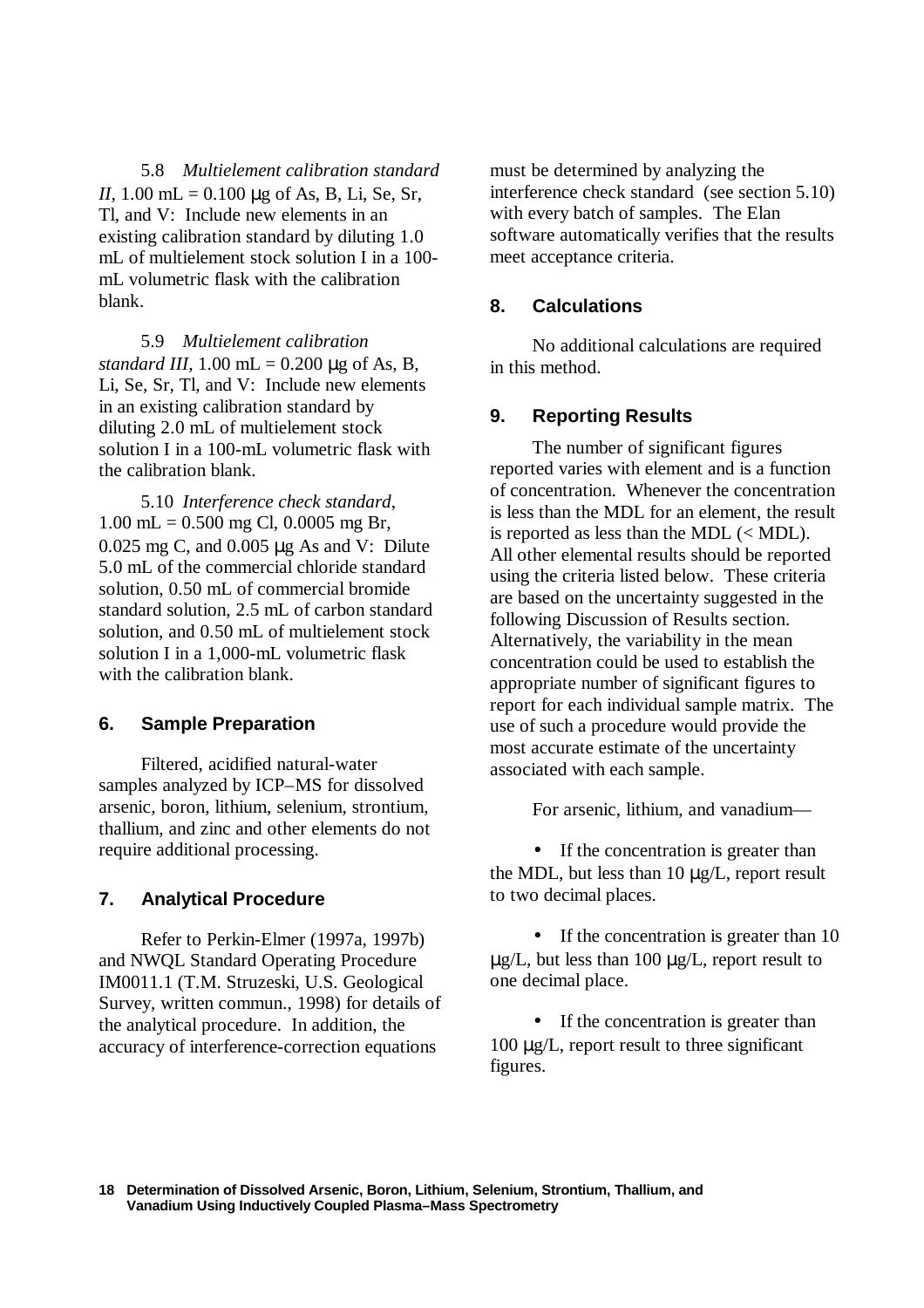5.8 *Multielement calibration standard II*, 1.00 mL = 0.100 μg of As, B, Li, Se, Sr, Tl, and V: Include new elements in an existing calibration standard by diluting 1.0 mL of multielement stock solution I in a 100-mL volumetric flask with the calibration blank.

5.9 *Multielement calibration standard III*, 1.00 mL = 0.200 μg of As, B, Li, Se, Sr, Tl, and V: Include new elements in an existing calibration standard by diluting 2.0 mL of multielement stock solution I in a 100-mL volumetric flask with the calibration blank.

5.10 *Interference check standard*, 1.00 mL = 0.500 mg Cl, 0.0005 mg Br, 0.025 mg C, and 0.005 μg As and V: Dilute 5.0 mL of the commercial chloride standard solution, 0.50 mL of commercial bromide standard solution, 2.5 mL of carbon standard solution, and 0.50 mL of multielement stock solution I in a 1,000-mL volumetric flask with the calibration blank.

## 6. Sample Preparation

Filtered, acidified natural-water samples analyzed by ICP–MS for dissolved arsenic, boron, lithium, selenium, strontium, thallium, and zinc and other elements do not require additional processing.

## 7. Analytical Procedure

Refer to Perkin-Elmer (1997a, 1997b) and NWQL Standard Operating Procedure IM0011.1 (T.M. Struzeski, U.S. Geological Survey, written commun., 1998) for details of the analytical procedure. In addition, the accuracy of interference-correction equations must be determined by analyzing the interference check standard (see section 5.10) with every batch of samples. The Elan software automatically verifies that the results meet acceptance criteria.

## 8. Calculations

No additional calculations are required in this method.

## 9. Reporting Results

The number of significant figures reported varies with element and is a function of concentration. Whenever the concentration is less than the MDL for an element, the result is reported as less than the MDL (< MDL). All other elemental results should be reported using the criteria listed below. These criteria are based on the uncertainty suggested in the following Discussion of Results section. Alternatively, the variability in the mean concentration could be used to establish the appropriate number of significant figures to report for each individual sample matrix. The use of such a procedure would provide the most accurate estimate of the uncertainty associated with each sample.

For arsenic, lithium, and vanadium—

- If the concentration is greater than the MDL, but less than 10 μg/L, report result to two decimal places.
- If the concentration is greater than 10 μg/L, but less than 100 μg/L, report result to one decimal place.
- If the concentration is greater than 100 μg/L, report result to three significant figures.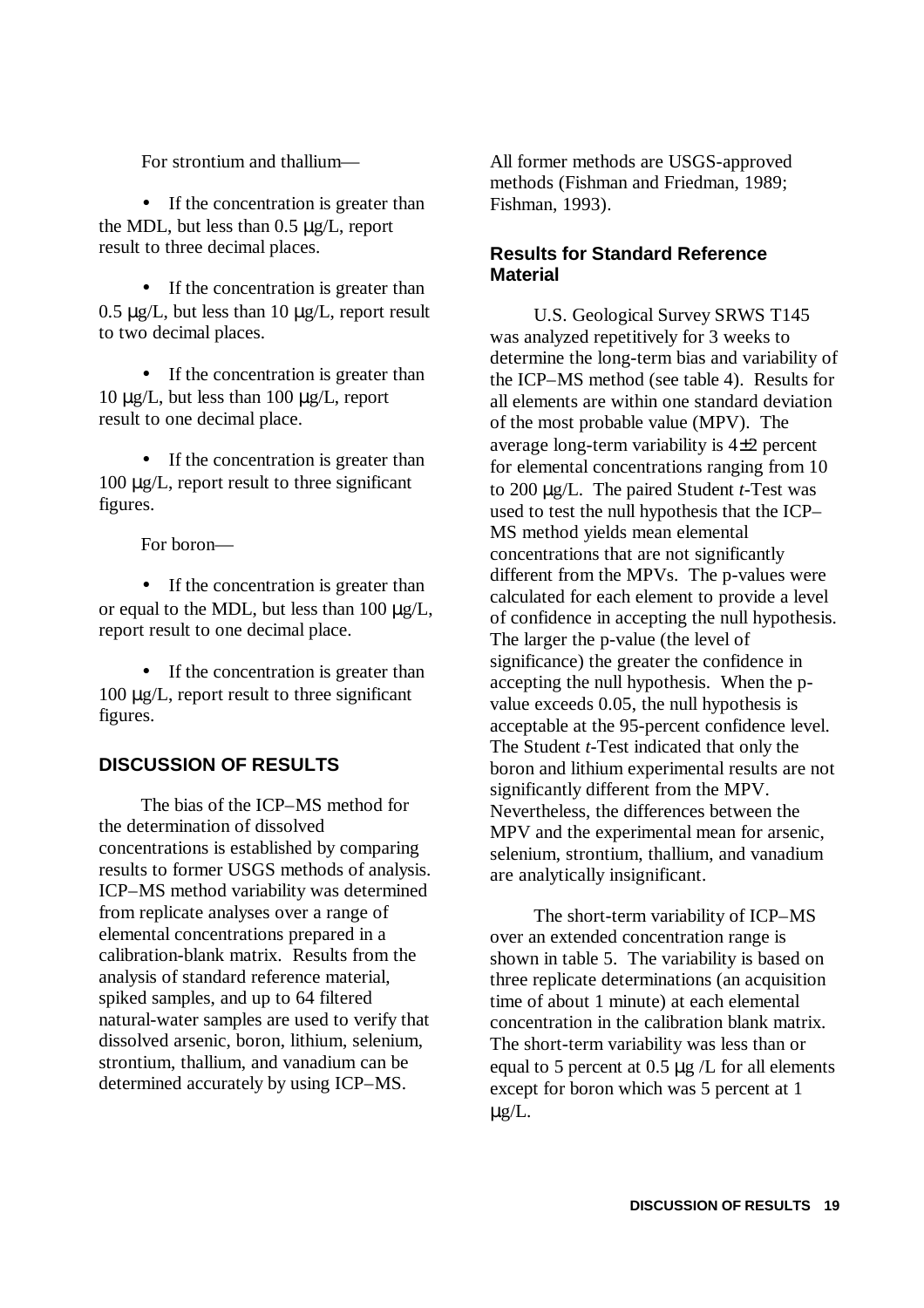For strontium and thallium—

- If the concentration is greater than the MDL, but less than 0.5 μg/L, report result to three decimal places.

- If the concentration is greater than 0.5 μg/L, but less than 10 μg/L, report result to two decimal places.

- If the concentration is greater than 10 μg/L, but less than 100 μg/L, report result to one decimal place.

- If the concentration is greater than 100 μg/L, report result to three significant figures.

For boron—

- If the concentration is greater than or equal to the MDL, but less than 100 μg/L, report result to one decimal place.

- If the concentration is greater than 100 μg/L, report result to three significant figures.

## DISCUSSION OF RESULTS

The bias of the ICP–MS method for the determination of dissolved concentrations is established by comparing results to former USGS methods of analysis. ICP–MS method variability was determined from replicate analyses over a range of elemental concentrations prepared in a calibration-blank matrix. Results from the analysis of standard reference material, spiked samples, and up to 64 filtered natural-water samples are used to verify that dissolved arsenic, boron, lithium, selenium, strontium, thallium, and vanadium can be determined accurately by using ICP–MS. All former methods are USGS-approved methods (Fishman and Friedman, 1989; Fishman, 1993).

### Results for Standard Reference Material

U.S. Geological Survey SRWS T145 was analyzed repetitively for 3 weeks to determine the long-term bias and variability of the ICP–MS method (see table 4). Results for all elements are within one standard deviation of the most probable value (MPV). The average long-term variability is 4±2 percent for elemental concentrations ranging from 10 to 200 μg/L. The paired Student *t*-Test was used to test the null hypothesis that the ICP–MS method yields mean elemental concentrations that are not significantly different from the MPVs. The p-values were calculated for each element to provide a level of confidence in accepting the null hypothesis. The larger the p-value (the level of significance) the greater the confidence in accepting the null hypothesis. When the p-value exceeds 0.05, the null hypothesis is acceptable at the 95-percent confidence level. The Student *t*-Test indicated that only the boron and lithium experimental results are not significantly different from the MPV. Nevertheless, the differences between the MPV and the experimental mean for arsenic, selenium, strontium, thallium, and vanadium are analytically insignificant.

The short-term variability of ICP–MS over an extended concentration range is shown in table 5. The variability is based on three replicate determinations (an acquisition time of about 1 minute) at each elemental concentration in the calibration blank matrix. The short-term variability was less than or equal to 5 percent at 0.5 μg /L for all elements except for boron which was 5 percent at 1 μg/L.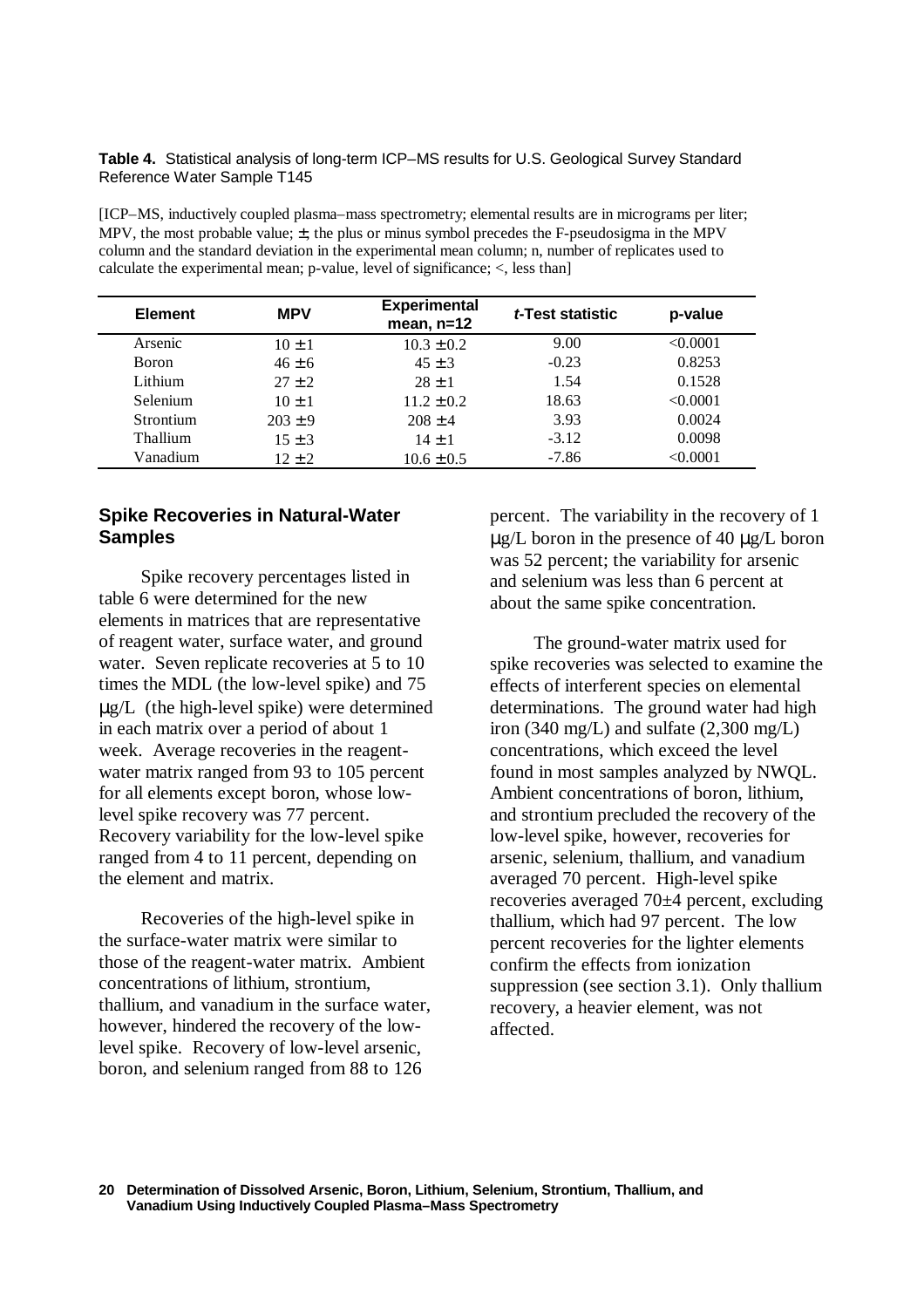**Table 4.** Statistical analysis of long-term ICP–MS results for U.S. Geological Survey Standard Reference Water Sample T145

[ICP–MS, inductively coupled plasma–mass spectrometry; elemental results are in micrograms per liter; MPV, the most probable value; ±, the plus or minus symbol precedes the F-pseudosigma in the MPV column and the standard deviation in the experimental mean column; n, number of replicates used to calculate the experimental mean; p-value, level of significance; <, less than]

| Element | MPV | Experimental mean, n=12 | *t*-Test statistic | p-value |
|---|---|---|---|---|
| Arsenic | 10 ± 1 | 10.3 ± 0.2 | 9.00 | <0.0001 |
| Boron | 46 ± 6 | 45 ± 3 | -0.23 | 0.8253 |
| Lithium | 27 ± 2 | 28 ± 1 | 1.54 | 0.1528 |
| Selenium | 10 ± 1 | 11.2 ± 0.2 | 18.63 | <0.0001 |
| Strontium | 203 ± 9 | 208 ± 4 | 3.93 | 0.0024 |
| Thallium | 15 ± 3 | 14 ± 1 | -3.12 | 0.0098 |
| Vanadium | 12 ± 2 | 10.6 ± 0.5 | -7.86 | <0.0001 |

## Spike Recoveries in Natural-Water Samples

Spike recovery percentages listed in table 6 were determined for the new elements in matrices that are representative of reagent water, surface water, and ground water. Seven replicate recoveries at 5 to 10 times the MDL (the low-level spike) and 75 µg/L (the high-level spike) were determined in each matrix over a period of about 1 week. Average recoveries in the reagent-water matrix ranged from 93 to 105 percent for all elements except boron, whose low-level spike recovery was 77 percent. Recovery variability for the low-level spike ranged from 4 to 11 percent, depending on the element and matrix.

Recoveries of the high-level spike in the surface-water matrix were similar to those of the reagent-water matrix. Ambient concentrations of lithium, strontium, thallium, and vanadium in the surface water, however, hindered the recovery of the low-level spike. Recovery of low-level arsenic, boron, and selenium ranged from 88 to 126 percent. The variability in the recovery of 1 µg/L boron in the presence of 40 µg/L boron was 52 percent; the variability for arsenic and selenium was less than 6 percent at about the same spike concentration.

The ground-water matrix used for spike recoveries was selected to examine the effects of interferent species on elemental determinations. The ground water had high iron (340 mg/L) and sulfate (2,300 mg/L) concentrations, which exceed the level found in most samples analyzed by NWQL. Ambient concentrations of boron, lithium, and strontium precluded the recovery of the low-level spike, however, recoveries for arsenic, selenium, thallium, and vanadium averaged 70 percent. High-level spike recoveries averaged 70±4 percent, excluding thallium, which had 97 percent. The low percent recoveries for the lighter elements confirm the effects from ionization suppression (see section 3.1). Only thallium recovery, a heavier element, was not affected.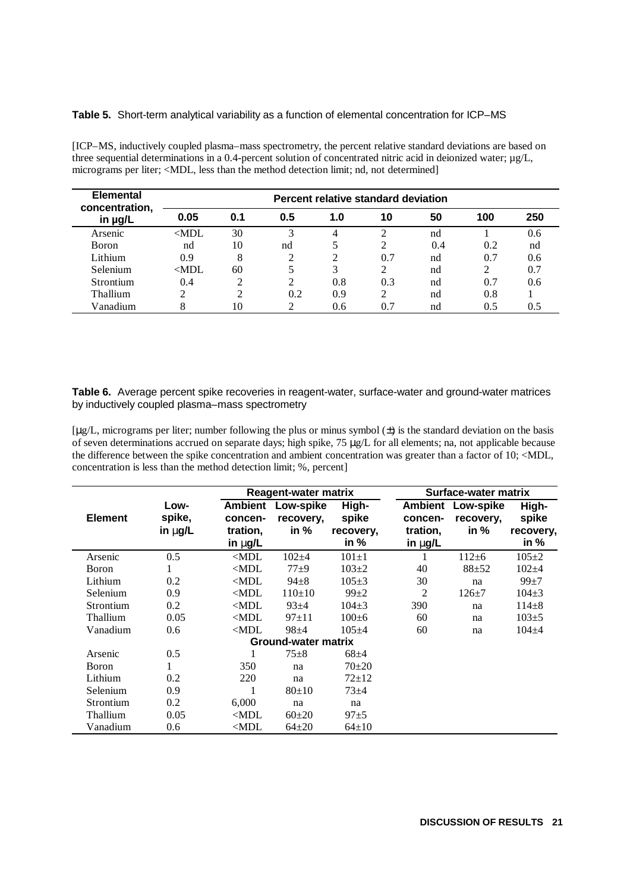**Table 5.** Short-term analytical variability as a function of elemental concentration for ICP–MS

[ICP–MS, inductively coupled plasma–mass spectrometry, the percent relative standard deviations are based on three sequential determinations in a 0.4-percent solution of concentrated nitric acid in deionized water; µg/L, micrograms per liter; <MDL, less than the method detection limit; nd, not determined]

| Elemental concentration, in µg/L | Percent relative standard deviation | | | | | | | |
|---|---|---|---|---|---|---|---|---|
| | **0.05** | **0.1** | **0.5** | **1.0** | **10** | **50** | **100** | **250** |
| Arsenic | <MDL | 30 | 3 | 4 | 2 | nd | 1 | 0.6 |
| Boron | nd | 10 | nd | 5 | 2 | 0.4 | 0.2 | nd |
| Lithium | 0.9 | 8 | 2 | 2 | 0.7 | nd | 0.7 | 0.6 |
| Selenium | <MDL | 60 | 5 | 3 | 2 | nd | 2 | 0.7 |
| Strontium | 0.4 | 2 | 2 | 0.8 | 0.3 | nd | 0.7 | 0.6 |
| Thallium | 2 | 2 | 0.2 | 0.9 | 2 | nd | 0.8 | 1 |
| Vanadium | 8 | 10 | 2 | 0.6 | 0.7 | nd | 0.5 | 0.5 |

**Table 6.** Average percent spike recoveries in reagent-water, surface-water and ground-water matrices by inductively coupled plasma–mass spectrometry

[µg/L, micrograms per liter; number following the plus or minus symbol (±) is the standard deviation on the basis of seven determinations accrued on separate days; high spike, 75 µg/L for all elements; na, not applicable because the difference between the spike concentration and ambient concentration was greater than a factor of 10; <MDL, concentration is less than the method detection limit; %, percent]

| Element | Low-spike, in µg/L | Reagent-water matrix | | | Surface-water matrix | | |
|---|---|---|---|---|---|---|---|
| | | **Ambient concentration, in µg/L** | **Low-spike recovery, in %** | **High-spike recovery, in %** | **Ambient concentration, in µg/L** | **Low-spike recovery, in %** | **High-spike recovery, in %** |
| Arsenic | 0.5 | <MDL | 102±4 | 101±1 | 1 | 112±6 | 105±2 |
| Boron | 1 | <MDL | 77±9 | 103±2 | 40 | 88±52 | 102±4 |
| Lithium | 0.2 | <MDL | 94±8 | 105±3 | 30 | na | 99±7 |
| Selenium | 0.9 | <MDL | 110±10 | 99±2 | 2 | 126±7 | 104±3 |
| Strontium | 0.2 | <MDL | 93±4 | 104±3 | 390 | na | 114±8 |
| Thallium | 0.05 | <MDL | 97±11 | 100±6 | 60 | na | 103±5 |
| Vanadium | 0.6 | <MDL | 98±4 | 105±4 | 60 | na | 104±4 |
| | | **Ground-water matrix** | | | | | |
| Arsenic | 0.5 | 1 | 75±8 | 68±4 | | | |
| Boron | 1 | 350 | na | 70±20 | | | |
| Lithium | 0.2 | 220 | na | 72±12 | | | |
| Selenium | 0.9 | 1 | 80±10 | 73±4 | | | |
| Strontium | 0.2 | 6,000 | na | na | | | |
| Thallium | 0.05 | <MDL | 60±20 | 97±5 | | | |
| Vanadium | 0.6 | <MDL | 64±20 | 64±10 | | | |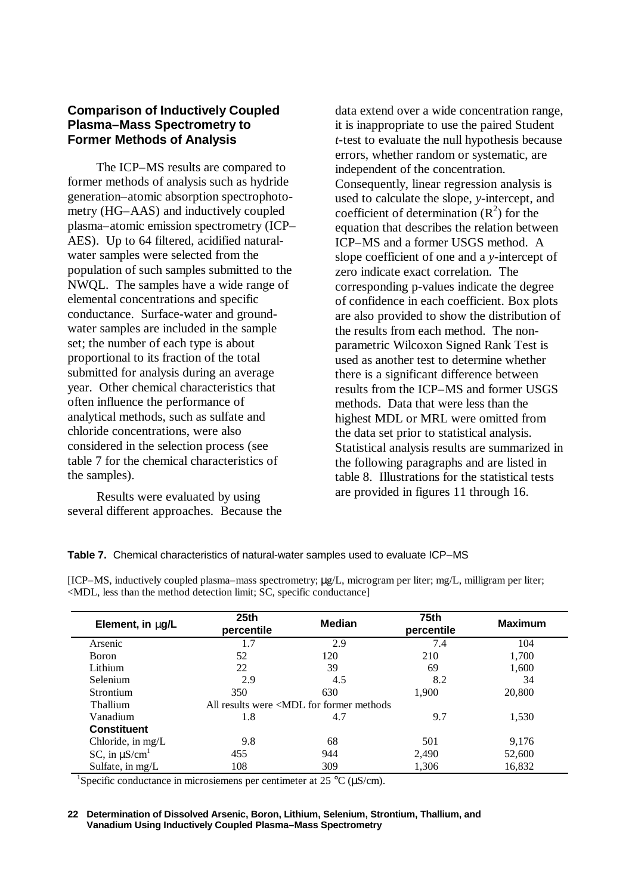## Comparison of Inductively Coupled Plasma–Mass Spectrometry to Former Methods of Analysis

The ICP–MS results are compared to former methods of analysis such as hydride generation–atomic absorption spectrophotometry (HG–AAS) and inductively coupled plasma–atomic emission spectrometry (ICP–AES). Up to 64 filtered, acidified natural-water samples were selected from the population of such samples submitted to the NWQL. The samples have a wide range of elemental concentrations and specific conductance. Surface-water and ground-water samples are included in the sample set; the number of each type is about proportional to its fraction of the total submitted for analysis during an average year. Other chemical characteristics that often influence the performance of analytical methods, such as sulfate and chloride concentrations, were also considered in the selection process (see table 7 for the chemical characteristics of the samples).

Results were evaluated by using several different approaches. Because the data extend over a wide concentration range, it is inappropriate to use the paired Student *t*-test to evaluate the null hypothesis because errors, whether random or systematic, are independent of the concentration. Consequently, linear regression analysis is used to calculate the slope, *y*-intercept, and coefficient of determination ($R^2$) for the equation that describes the relation between ICP–MS and a former USGS method. A slope coefficient of one and a *y*-intercept of zero indicate exact correlation. The corresponding p-values indicate the degree of confidence in each coefficient. Box plots are also provided to show the distribution of the results from each method. The non-parametric Wilcoxon Signed Rank Test is used as another test to determine whether there is a significant difference between results from the ICP–MS and former USGS methods. Data that were less than the highest MDL or MRL were omitted from the data set prior to statistical analysis. Statistical analysis results are summarized in the following paragraphs and are listed in table 8. Illustrations for the statistical tests are provided in figures 11 through 16.

**Table 7.** Chemical characteristics of natural-water samples used to evaluate ICP–MS

[ICP–MS, inductively coupled plasma–mass spectrometry; μg/L, microgram per liter; mg/L, milligram per liter; <MDL, less than the method detection limit; SC, specific conductance]

| Element, in μg/L | 25th percentile | Median | 75th percentile | Maximum |
|---|---|---|---|---|
| Arsenic | 1.7 | 2.9 | 7.4 | 104 |
| Boron | 52 | 120 | 210 | 1,700 |
| Lithium | 22 | 39 | 69 | 1,600 |
| Selenium | 2.9 | 4.5 | 8.2 | 34 |
| Strontium | 350 | 630 | 1,900 | 20,800 |
| Thallium | All results were <MDL for former methods | | | |
| Vanadium | 1.8 | 4.7 | 9.7 | 1,530 |
| **Constituent** | | | | |
| Chloride, in mg/L | 9.8 | 68 | 501 | 9,176 |
| SC, in μS/cm[1] | 455 | 944 | 2,490 | 52,600 |
| Sulfate, in mg/L | 108 | 309 | 1,306 | 16,832 |

[1]Specific conductance in microsiemens per centimeter at 25 °C (μS/cm).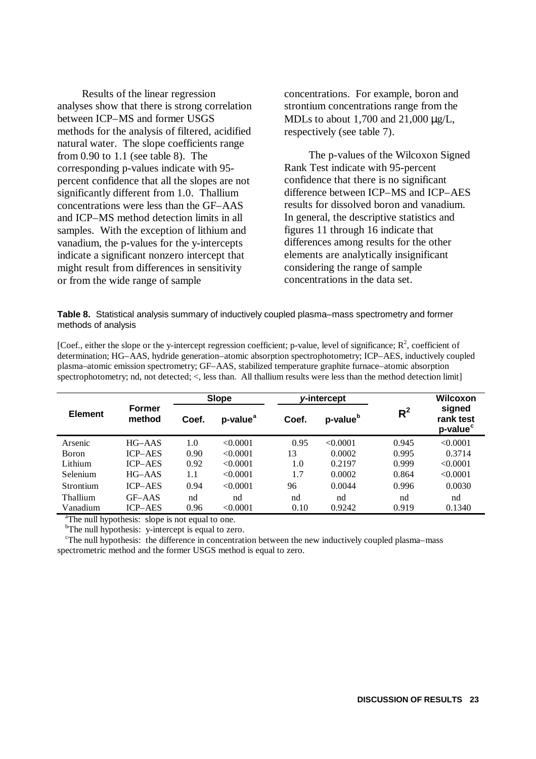Results of the linear regression analyses show that there is strong correlation between ICP–MS and former USGS methods for the analysis of filtered, acidified natural water. The slope coefficients range from 0.90 to 1.1 (see table 8). The corresponding p-values indicate with 95-percent confidence that all the slopes are not significantly different from 1.0. Thallium concentrations were less than the GF–AAS and ICP–MS method detection limits in all samples. With the exception of lithium and vanadium, the p-values for the y-intercepts indicate a significant nonzero intercept that might result from differences in sensitivity or from the wide range of sample concentrations. For example, boron and strontium concentrations range from the MDLs to about 1,700 and 21,000 μg/L, respectively (see table 7).

The p-values of the Wilcoxon Signed Rank Test indicate with 95-percent confidence that there is no significant difference between ICP–MS and ICP–AES results for dissolved boron and vanadium. In general, the descriptive statistics and figures 11 through 16 indicate that differences among results for the other elements are analytically insignificant considering the range of sample concentrations in the data set.

**Table 8.** Statistical analysis summary of inductively coupled plasma–mass spectrometry and former methods of analysis

[Coef., either the slope or the y-intercept regression coefficient; p-value, level of significance; $R^2$, coefficient of determination; HG–AAS, hydride generation–atomic absorption spectrophotometry; ICP–AES, inductively coupled plasma–atomic emission spectrometry; GF–AAS, stabilized temperature graphite furnace–atomic absorption spectrophotometry; nd, not detected; <, less than. All thallium results were less than the method detection limit]

| Element | Former method | Slope | | *y*-intercept | | $R^2$ | Wilcoxon signed rank test p-value[c] |
|---|---|---|---|---|---|---|---|
| | | Coef. | p-value[a] | Coef. | p-value[b] | | |
| Arsenic | HG–AAS | 1.0 | <0.0001 | 0.95 | <0.0001 | 0.945 | <0.0001 |
| Boron | ICP–AES | 0.90 | <0.0001 | 13 | 0.0002 | 0.995 | 0.3714 |
| Lithium | ICP–AES | 0.92 | <0.0001 | 1.0 | 0.2197 | 0.999 | <0.0001 |
| Selenium | HG–AAS | 1.1 | <0.0001 | 1.7 | 0.0002 | 0.864 | <0.0001 |
| Strontium | ICP–AES | 0.94 | <0.0001 | 96 | 0.0044 | 0.996 | 0.0030 |
| Thallium | GF–AAS | nd | nd | nd | nd | nd | nd |
| Vanadium | ICP–AES | 0.96 | <0.0001 | 0.10 | 0.9242 | 0.919 | 0.1340 |

[a]The null hypothesis: slope is not equal to one.

[b]The null hypothesis: y-intercept is equal to zero.

[c]The null hypothesis: the difference in concentration between the new inductively coupled plasma–mass spectrometric method and the former USGS method is equal to zero.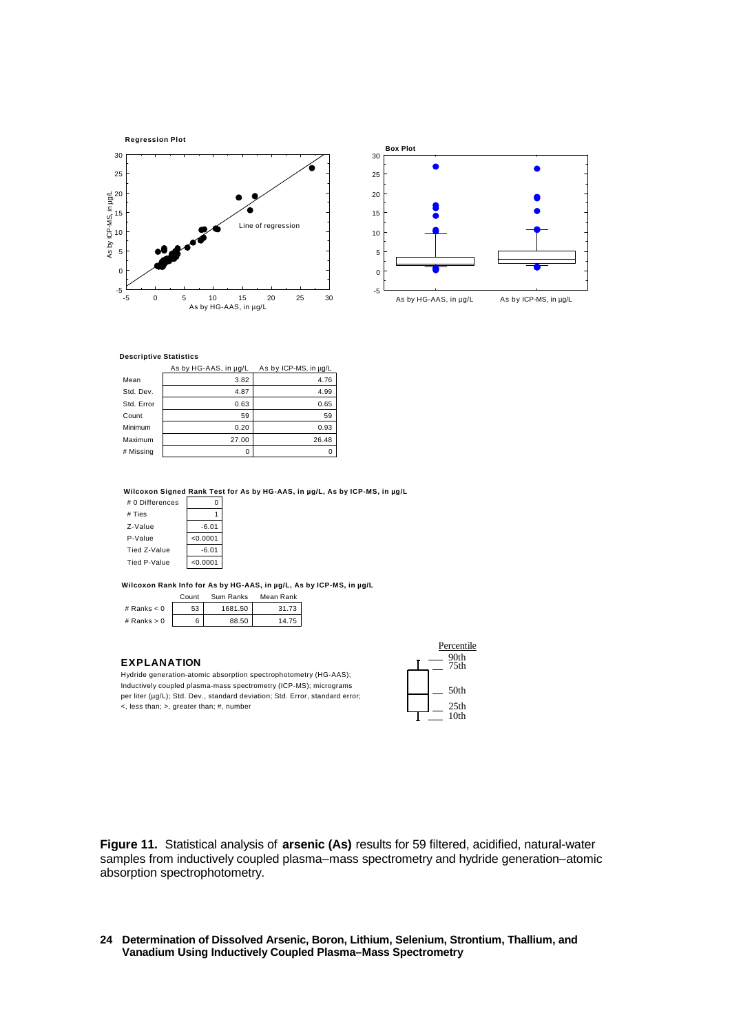**Regression Plot**

**Box Plot**

**Descriptive Statistics**

| | As by HG-AAS, in µg/L | As by ICP-MS, in µg/L |
|---|---|---|
| Mean | 3.82 | 4.76 |
| Std. Dev. | 4.87 | 4.99 |
| Std. Error | 0.63 | 0.65 |
| Count | 59 | 59 |
| Minimum | 0.20 | 0.93 |
| Maximum | 27.00 | 26.48 |
| # Missing | 0 | 0 |

**Wilcoxon Signed Rank Test for As by HG-AAS, in µg/L, As by ICP-MS, in µg/L**

| | |
|---|---|
| # 0 Differences | 0 |
| # Ties | 1 |
| Z-Value | -6.01 |
| P-Value | <0.0001 |
| Tied Z-Value | -6.01 |
| Tied P-Value | <0.0001 |

**Wilcoxon Rank Info for As by HG-AAS, in µg/L, As by ICP-MS, in µg/L**

| | Count | Sum Ranks | Mean Rank |
|---|---|---|---|
| # Ranks < 0 | 53 | 1681.50 | 31.73 |
| # Ranks > 0 | 6 | 88.50 | 14.75 |

**EXPLANATION**

Hydride generation-atomic absorption spectrophotometry (HG-AAS); Inductively coupled plasma-mass spectrometry (ICP-MS); micrograms per liter (µg/L); Std. Dev., standard deviation; Std. Error, standard error; <, less than; >, greater than; #, number

**Figure 11.** Statistical analysis of **arsenic (As)** results for 59 filtered, acidified, natural-water samples from inductively coupled plasma–mass spectrometry and hydride generation–atomic absorption spectrophotometry.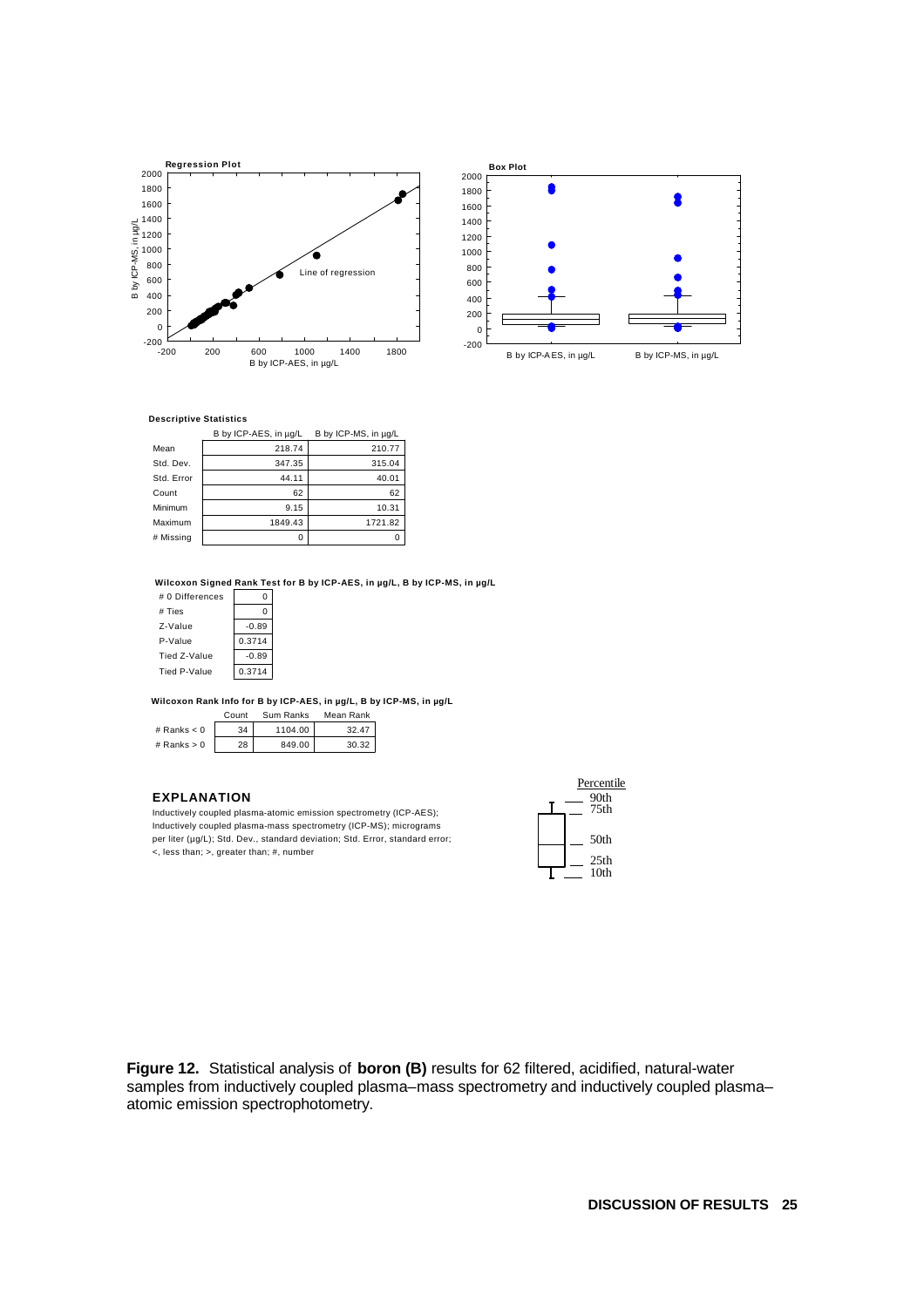**Regression Plot**

**Box Plot**

**Descriptive Statistics**

| | B by ICP-AES, in µg/L | B by ICP-MS, in µg/L |
|---|---|---|
| Mean | 218.74 | 210.77 |
| Std. Dev. | 347.35 | 315.04 |
| Std. Error | 44.11 | 40.01 |
| Count | 62 | 62 |
| Minimum | 9.15 | 10.31 |
| Maximum | 1849.43 | 1721.82 |
| # Missing | 0 | 0 |

**Wilcoxon Signed Rank Test for B by ICP-AES, in µg/L, B by ICP-MS, in µg/L**

| | |
|---|---|
| # 0 Differences | 0 |
| # Ties | 0 |
| Z-Value | -0.89 |
| P-Value | 0.3714 |
| Tied Z-Value | -0.89 |
| Tied P-Value | 0.3714 |

**Wilcoxon Rank Info for B by ICP-AES, in µg/L, B by ICP-MS, in µg/L**

| | Count | Sum Ranks | Mean Rank |
|---|---|---|---|
| # Ranks < 0 | 34 | 1104.00 | 32.47 |
| # Ranks > 0 | 28 | 849.00 | 30.32 |

**EXPLANATION**

Inductively coupled plasma-atomic emission spectrometry (ICP-AES); Inductively coupled plasma-mass spectrometry (ICP-MS); micrograms per liter (µg/L); Std. Dev., standard deviation; Std. Error, standard error; <, less than; >, greater than; #, number

**Figure 12.** Statistical analysis of **boron (B)** results for 62 filtered, acidified, natural-water samples from inductively coupled plasma–mass spectrometry and inductively coupled plasma–atomic emission spectrophotometry.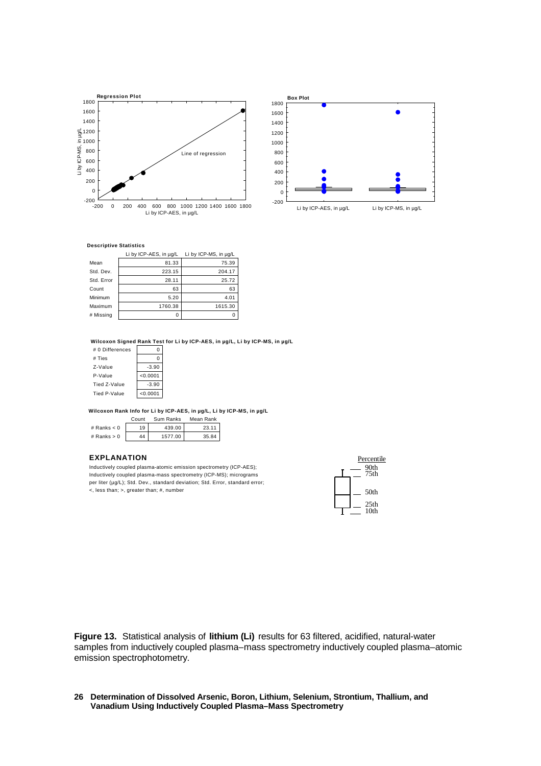**Regression Plot**

**Box Plot**

**Descriptive Statistics**

| | Li by ICP-AES, in µg/L | Li by ICP-MS, in µg/L |
|---|---|---|
| Mean | 81.33 | 75.39 |
| Std. Dev. | 223.15 | 204.17 |
| Std. Error | 28.11 | 25.72 |
| Count | 63 | 63 |
| Minimum | 5.20 | 4.01 |
| Maximum | 1760.38 | 1615.30 |
| # Missing | 0 | 0 |

**Wilcoxon Signed Rank Test for Li by ICP-AES, in µg/L, Li by ICP-MS, in µg/L**

| | |
|---|---|
| # 0 Differences | 0 |
| # Ties | 0 |
| Z-Value | -3.90 |
| P-Value | <0.0001 |
| Tied Z-Value | -3.90 |
| Tied P-Value | <0.0001 |

**Wilcoxon Rank Info for Li by ICP-AES, in µg/L, Li by ICP-MS, in µg/L**

| | Count | Sum Ranks | Mean Rank |
|---|---|---|---|
| # Ranks < 0 | 19 | 439.00 | 23.11 |
| # Ranks > 0 | 44 | 1577.00 | 35.84 |

### EXPLANATION

Inductively coupled plasma-atomic emission spectrometry (ICP-AES); Inductively coupled plasma-mass spectrometry (ICP-MS); micrograms per liter (µg/L); Std. Dev., standard deviation; Std. Error, standard error; <, less than; >, greater than; #, number

Percentile: 90th, 75th, 50th, 25th, 10th

**Figure 13.** Statistical analysis of **lithium (Li)** results for 63 filtered, acidified, natural-water samples from inductively coupled plasma–mass spectrometry inductively coupled plasma–atomic emission spectrophotometry.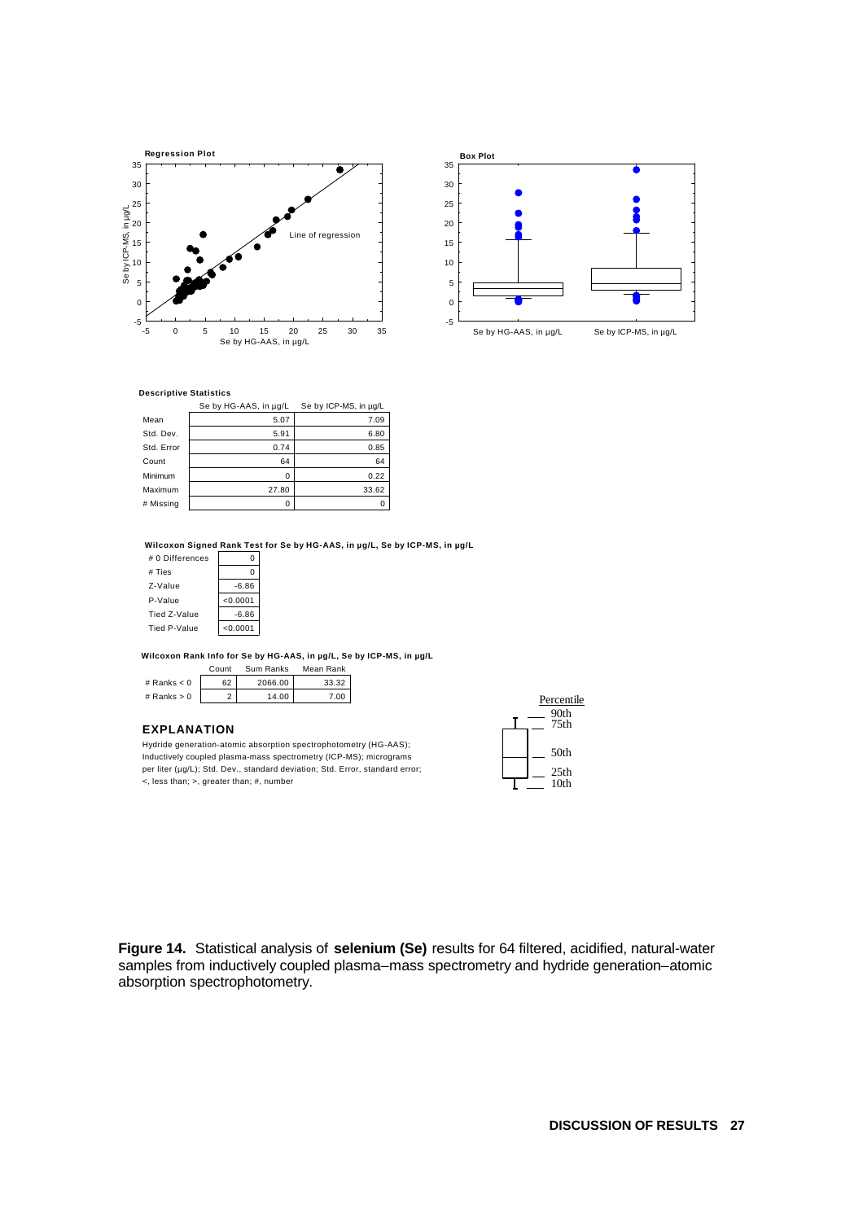**Regression Plot**

**Box Plot**

**Descriptive Statistics**

| | Se by HG-AAS, in µg/L | Se by ICP-MS, in µg/L |
|---|---|---|
| Mean | 5.07 | 7.09 |
| Std. Dev. | 5.91 | 6.80 |
| Std. Error | 0.74 | 0.85 |
| Count | 64 | 64 |
| Minimum | 0 | 0.22 |
| Maximum | 27.80 | 33.62 |
| # Missing | 0 | 0 |

**Wilcoxon Signed Rank Test for Se by HG-AAS, in µg/L, Se by ICP-MS, in µg/L**

| | |
|---|---|
| # 0 Differences | 0 |
| # Ties | 0 |
| Z-Value | -6.86 |
| P-Value | <0.0001 |
| Tied Z-Value | -6.86 |
| Tied P-Value | <0.0001 |

**Wilcoxon Rank Info for Se by HG-AAS, in µg/L, Se by ICP-MS, in µg/L**

| | Count | Sum Ranks | Mean Rank |
|---|---|---|---|
| # Ranks < 0 | 62 | 2066.00 | 33.32 |
| # Ranks > 0 | 2 | 14.00 | 7.00 |

### EXPLANATION

Hydride generation-atomic absorption spectrophotometry (HG-AAS); Inductively coupled plasma-mass spectrometry (ICP-MS); micrograms per liter (µg/L); Std. Dev., standard deviation; Std. Error, standard error; <, less than; >, greater than; #, number

**Figure 14.** Statistical analysis of **selenium (Se)** results for 64 filtered, acidified, natural-water samples from inductively coupled plasma–mass spectrometry and hydride generation–atomic absorption spectrophotometry.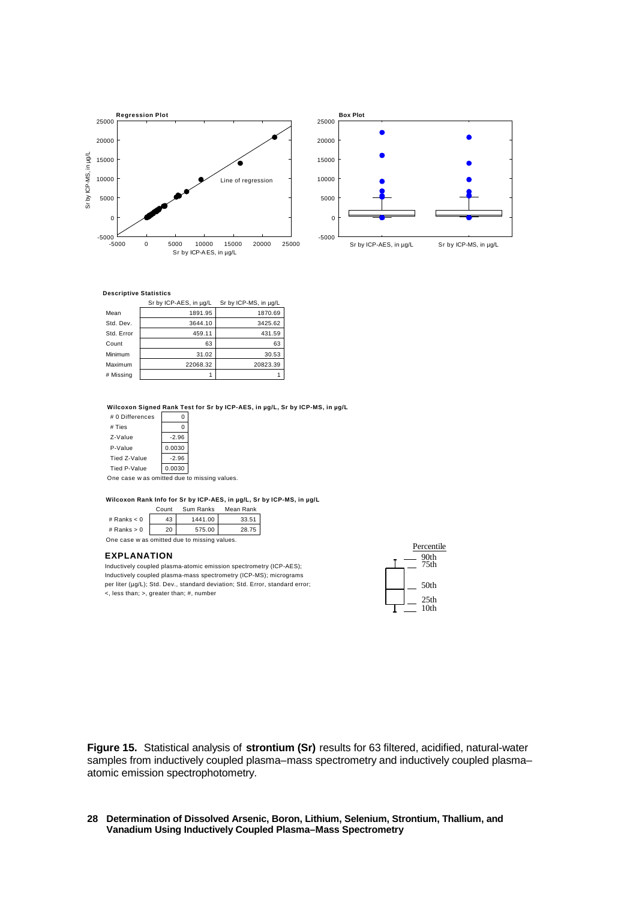**Regression Plot**

**Box Plot**

**Descriptive Statistics**

| | Sr by ICP-AES, in µg/L | Sr by ICP-MS, in µg/L |
|---|---|---|
| Mean | 1891.95 | 1870.69 |
| Std. Dev. | 3644.10 | 3425.62 |
| Std. Error | 459.11 | 431.59 |
| Count | 63 | 63 |
| Minimum | 31.02 | 30.53 |
| Maximum | 22068.32 | 20823.39 |
| # Missing | 1 | 1 |

**Wilcoxon Signed Rank Test for Sr by ICP-AES, in µg/L, Sr by ICP-MS, in µg/L**

| | |
|---|---|
| # 0 Differences | 0 |
| # Ties | 0 |
| Z-Value | -2.96 |
| P-Value | 0.0030 |
| Tied Z-Value | -2.96 |
| Tied P-Value | 0.0030 |

One case was omitted due to missing values.

**Wilcoxon Rank Info for Sr by ICP-AES, in µg/L, Sr by ICP-MS, in µg/L**

| | Count | Sum Ranks | Mean Rank |
|---|---|---|---|
| # Ranks < 0 | 43 | 1441.00 | 33.51 |
| # Ranks > 0 | 20 | 575.00 | 28.75 |

One case was omitted due to missing values.

**EXPLANATION**

Inductively coupled plasma-atomic emission spectrometry (ICP-AES); Inductively coupled plasma-mass spectrometry (ICP-MS); micrograms per liter (µg/L); Std. Dev., standard deviation; Std. Error, standard error; <, less than; >, greater than; #, number

**Figure 15.** Statistical analysis of **strontium (Sr)** results for 63 filtered, acidified, natural-water samples from inductively coupled plasma–mass spectrometry and inductively coupled plasma–atomic emission spectrophotometry.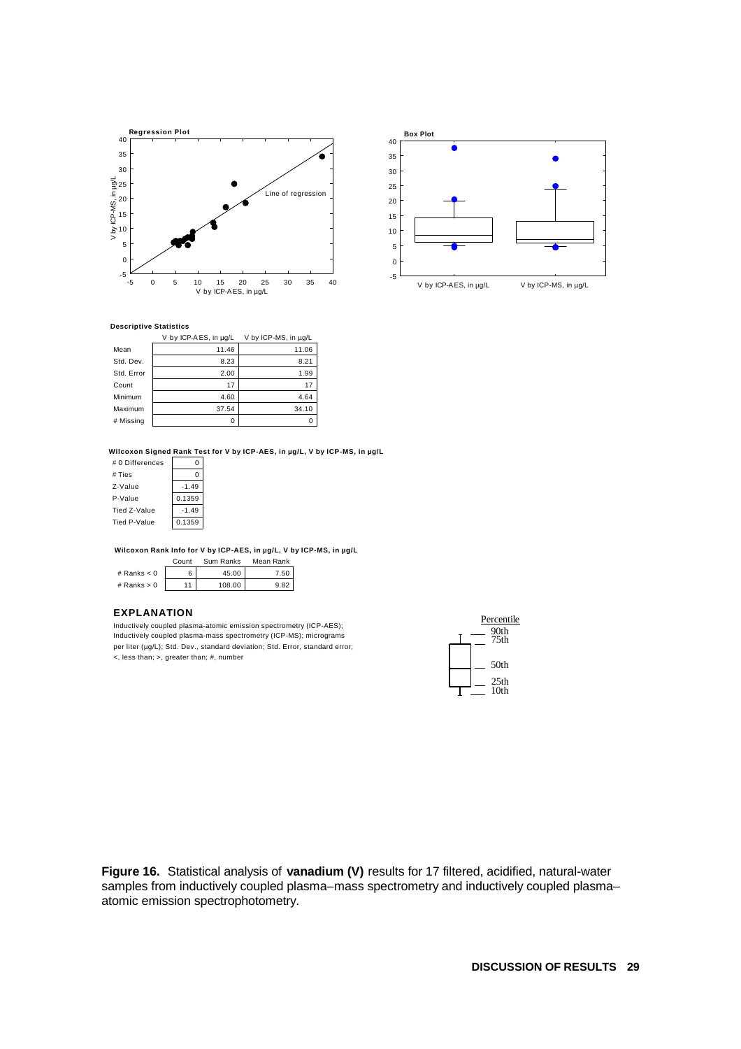**Regression Plot**

**Box Plot**

**Descriptive Statistics**

| | V by ICP-AES, in µg/L | V by ICP-MS, in µg/L |
|---|---|---|
| Mean | 11.46 | 11.06 |
| Std. Dev. | 8.23 | 8.21 |
| Std. Error | 2.00 | 1.99 |
| Count | 17 | 17 |
| Minimum | 4.60 | 4.64 |
| Maximum | 37.54 | 34.10 |
| # Missing | 0 | 0 |

**Wilcoxon Signed Rank Test for V by ICP-AES, in µg/L, V by ICP-MS, in µg/L**

| | |
|---|---|
| # 0 Differences | 0 |
| # Ties | 0 |
| Z-Value | -1.49 |
| P-Value | 0.1359 |
| Tied Z-Value | -1.49 |
| Tied P-Value | 0.1359 |

**Wilcoxon Rank Info for V by ICP-AES, in µg/L, V by ICP-MS, in µg/L**

| | Count | Sum Ranks | Mean Rank |
|---|---|---|---|
| # Ranks < 0 | 6 | 45.00 | 7.50 |
| # Ranks > 0 | 11 | 108.00 | 9.82 |

**EXPLANATION**

Inductively coupled plasma-atomic emission spectrometry (ICP-AES); Inductively coupled plasma-mass spectrometry (ICP-MS); micrograms per liter (µg/L); Std. Dev., standard deviation; Std. Error, standard error; <, less than; >, greater than; #, number

Percentile: 90th, 75th, 50th, 25th, 10th

**Figure 16.** Statistical analysis of **vanadium (V)** results for 17 filtered, acidified, natural-water samples from inductively coupled plasma–mass spectrometry and inductively coupled plasma–atomic emission spectrophotometry.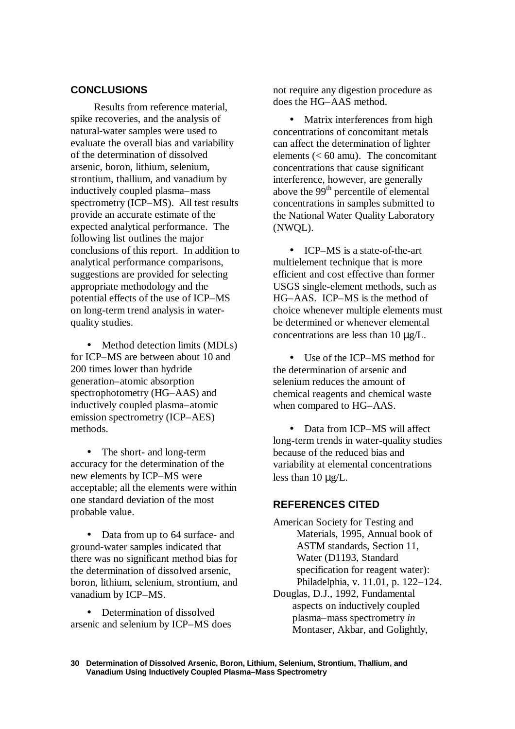## CONCLUSIONS

Results from reference material, spike recoveries, and the analysis of natural-water samples were used to evaluate the overall bias and variability of the determination of dissolved arsenic, boron, lithium, selenium, strontium, thallium, and vanadium by inductively coupled plasma–mass spectrometry (ICP–MS). All test results provide an accurate estimate of the expected analytical performance. The following list outlines the major conclusions of this report. In addition to analytical performance comparisons, suggestions are provided for selecting appropriate methodology and the potential effects of the use of ICP–MS on long-term trend analysis in water-quality studies.

- Method detection limits (MDLs) for ICP–MS are between about 10 and 200 times lower than hydride generation–atomic absorption spectrophotometry (HG–AAS) and inductively coupled plasma–atomic emission spectrometry (ICP–AES) methods.

- The short- and long-term accuracy for the determination of the new elements by ICP–MS were acceptable; all the elements were within one standard deviation of the most probable value.

- Data from up to 64 surface- and ground-water samples indicated that there was no significant method bias for the determination of dissolved arsenic, boron, lithium, selenium, strontium, and vanadium by ICP–MS.

- Determination of dissolved arsenic and selenium by ICP–MS does not require any digestion procedure as does the HG–AAS method.

- Matrix interferences from high concentrations of concomitant metals can affect the determination of lighter elements (< 60 amu). The concomitant concentrations that cause significant interference, however, are generally above the 99th percentile of elemental concentrations in samples submitted to the National Water Quality Laboratory (NWQL).

- ICP–MS is a state-of-the-art multielement technique that is more efficient and cost effective than former USGS single-element methods, such as HG–AAS. ICP–MS is the method of choice whenever multiple elements must be determined or whenever elemental concentrations are less than 10 μg/L.

- Use of the ICP–MS method for the determination of arsenic and selenium reduces the amount of chemical reagents and chemical waste when compared to HG–AAS.

- Data from ICP–MS will affect long-term trends in water-quality studies because of the reduced bias and variability at elemental concentrations less than 10 μg/L.

## REFERENCES CITED

American Society for Testing and Materials, 1995, Annual book of ASTM standards, Section 11, Water (D1193, Standard specification for reagent water): Philadelphia, v. 11.01, p. 122–124.

Douglas, D.J., 1992, Fundamental aspects on inductively coupled plasma–mass spectrometry *in* Montaser, Akbar, and Golightly,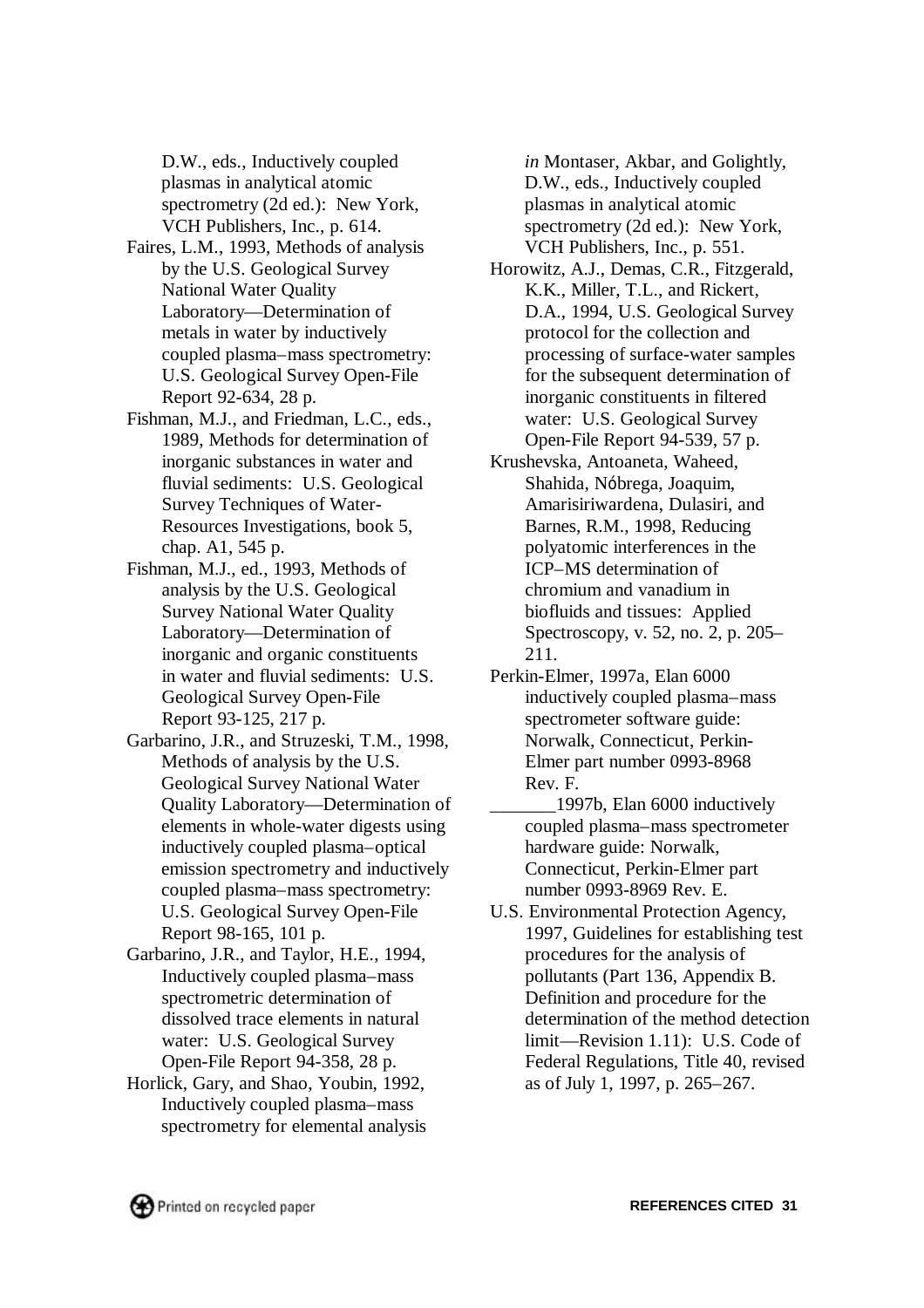D.W., eds., Inductively coupled plasmas in analytical atomic spectrometry (2d ed.): New York, VCH Publishers, Inc., p. 614.

Faires, L.M., 1993, Methods of analysis by the U.S. Geological Survey National Water Quality Laboratory—Determination of metals in water by inductively coupled plasma–mass spectrometry: U.S. Geological Survey Open-File Report 92-634, 28 p.

Fishman, M.J., and Friedman, L.C., eds., 1989, Methods for determination of inorganic substances in water and fluvial sediments: U.S. Geological Survey Techniques of Water-Resources Investigations, book 5, chap. A1, 545 p.

Fishman, M.J., ed., 1993, Methods of analysis by the U.S. Geological Survey National Water Quality Laboratory—Determination of inorganic and organic constituents in water and fluvial sediments: U.S. Geological Survey Open-File Report 93-125, 217 p.

Garbarino, J.R., and Struzeski, T.M., 1998, Methods of analysis by the U.S. Geological Survey National Water Quality Laboratory—Determination of elements in whole-water digests using inductively coupled plasma–optical emission spectrometry and inductively coupled plasma–mass spectrometry: U.S. Geological Survey Open-File Report 98-165, 101 p.

Garbarino, J.R., and Taylor, H.E., 1994, Inductively coupled plasma–mass spectrometric determination of dissolved trace elements in natural water: U.S. Geological Survey Open-File Report 94-358, 28 p.

Horlick, Gary, and Shao, Youbin, 1992, Inductively coupled plasma–mass spectrometry for elemental analysis *in* Montaser, Akbar, and Golightly, D.W., eds., Inductively coupled plasmas in analytical atomic spectrometry (2d ed.): New York, VCH Publishers, Inc., p. 551.

Horowitz, A.J., Demas, C.R., Fitzgerald, K.K., Miller, T.L., and Rickert, D.A., 1994, U.S. Geological Survey protocol for the collection and processing of surface-water samples for the subsequent determination of inorganic constituents in filtered water: U.S. Geological Survey Open-File Report 94-539, 57 p.

Krushevska, Antoaneta, Waheed, Shahida, Nóbrega, Joaquim, Amarisiriwardena, Dulasiri, and Barnes, R.M., 1998, Reducing polyatomic interferences in the ICP–MS determination of chromium and vanadium in biofluids and tissues: Applied Spectroscopy, v. 52, no. 2, p. 205–211.

Perkin-Elmer, 1997a, Elan 6000 inductively coupled plasma–mass spectrometer software guide: Norwalk, Connecticut, Perkin-Elmer part number 0993-8968 Rev. F.

_______1997b, Elan 6000 inductively coupled plasma–mass spectrometer hardware guide: Norwalk, Connecticut, Perkin-Elmer part number 0993-8969 Rev. E.

U.S. Environmental Protection Agency, 1997, Guidelines for establishing test procedures for the analysis of pollutants (Part 136, Appendix B. Definition and procedure for the determination of the method detection limit—Revision 1.11): U.S. Code of Federal Regulations, Title 40, revised as of July 1, 1997, p. 265–267.

Printed on recycled paper